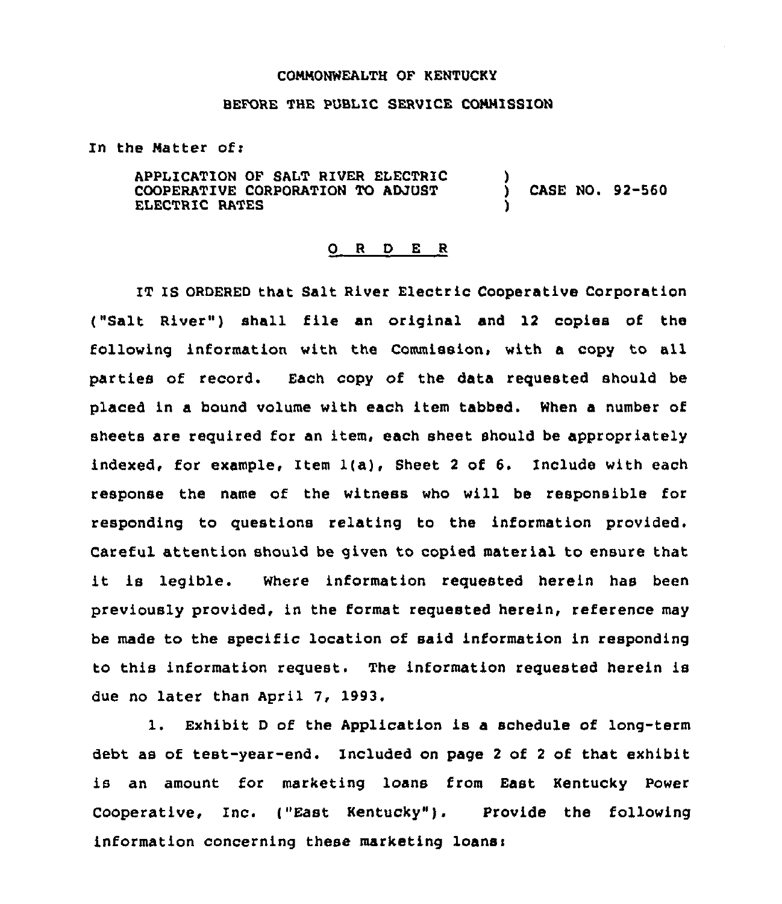COMMONWEALTH OF KENTUCKY

BEFORE THE PUBLIC SERVICE COMMISSION

In the Matter of:

APPLICATION OF SALT RIVER ELECTRIC COOPERATIVE CORPORATION TO ADJUST ELECTRIC RATES ) CASE NO. 92-560

## O R D E R

IT IS ORDERED that Salt River Electric Cooperative Corporation ("Salt River") shall file an original and 12 copies of the following information with the Commission, with a copy to all parties of record. Each copy of the data requested should be placed in a bound volume with each item tabbed. When a number of sheets are required for an item, each sheet should be appropriately indexed, for example, Item 1(a), Sheet 2 of 6. Include with each response the name of the witness who will be responsible for responding to questions relating to the information provided. Careful attention should be given to copied material to ensure that it is legible. Where information requested herein has been previously provided, in the format requested herein, reference may be made to the specific location of said information in responding to this information request. The information requested herein is due no later than April 7, 1993.

1. Exhibit D of the Application is a schedule of long-term debt as of test-year-end. Included on page 2 of 2 of that exhibit is an amount for marketing loans from East Kentucky Power Cooperative, Inc. ("East Kentucky"). Provide the following information concerning these marketing loans: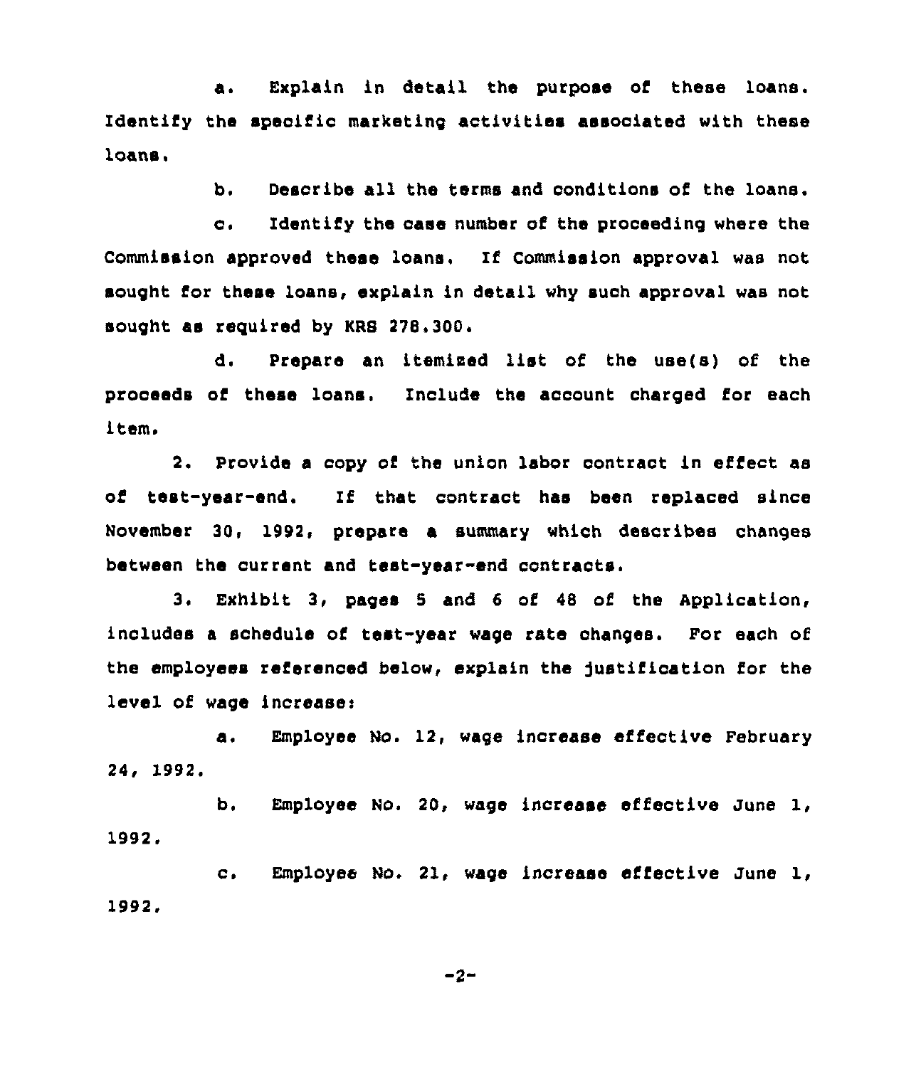a. Explain in detail the purpose of these loans. Identify the specific marketing activities associated with these loans.

b. Describe all the terms and conditions of the loans.

c. Identify the case number of the proceeding where the Commission approved these loans. If Commission approval was not sought for these loans, explain in detail why such approval was not sought as required by KRS 278.300.

d. Prepare an itemized list of the use(s) of the proceeds of these loans. Include the account charged for each item.

2. Provide a copy of the union labor contract in effect as of test-year-end. If that contract has been replaced since November 30, 1992, prepare a summary which describes changes between the current and test-year-end contracts.

3. Exhibit 3, pages 5 and 6 of 48 of the Application, includes a schedule of test-year wage rate changes. For each of the employees referenced below, explain the justification for the level of wage increase:

a. Employee No. 12, wage increase effective February 24, 1992.

b. Employee No. 20, wage increase effective June 1, 1992.

c. Employee No. 21, wage increase effective June 1, 1992.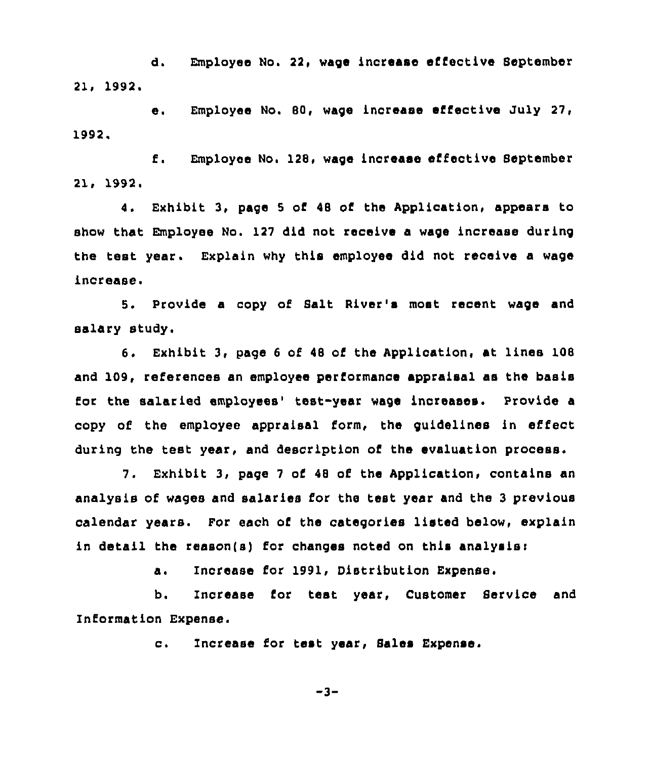d. Employee No. 22, wage increase effective September 21, 1992.

e. Employee No. 80, wage increase effective July 27, 1992.

f. Employee No. 128, wage increase effective September 21, 1992.

4. Exhibit 3, page 5 of 48 of the Application, appears to show that Employee No. 127 did not receive a wage increase during the test year. Explain why this employee did not receive a wage increase.

5. Provide a copy of Salt River's most recent wage and salary study.

6. Exhibit 3, page 6 of 48 of the Application, at lines 108 and 109, references an employee performance appraisal as the basis for the salaried employees' test-year wage increases. Provide a copy of the employee appraisal form, the guidelines in effect during the test year, and description of the evaluation process.

7. Exhibit 3, page 7 of 48 of the Application, contains an analysis of wages and salaries for the test year and the 3 previous calendar years. For each of the categories listed below, explain in detail the reason(s) for changes noted on this analysis:

a. Increase for 1991, Distribution Expense.

b. Increase for test year, Customer Service and Information Expense.

c. Increase for test year, Sales Expense.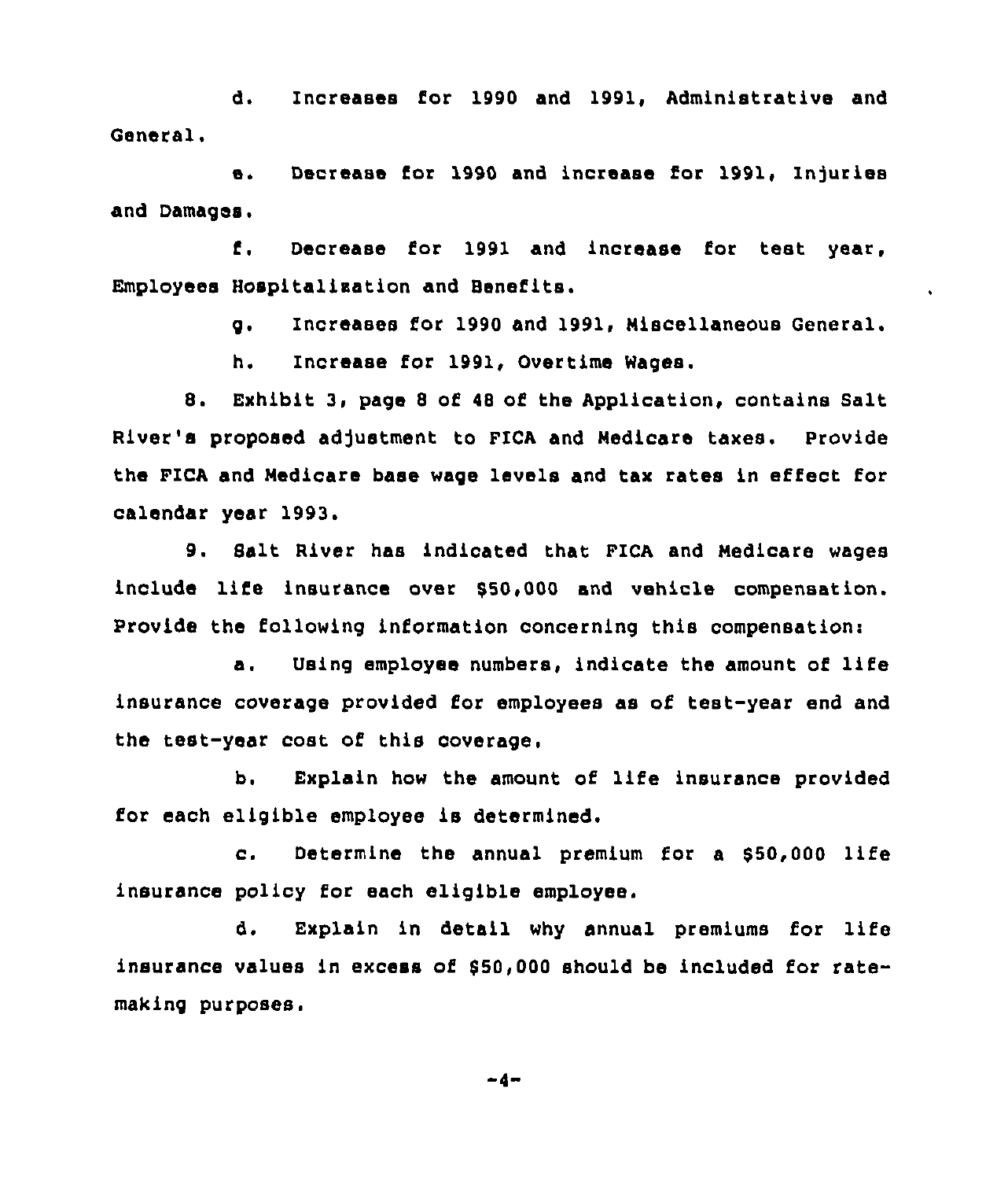d. Increases for 1990 and 1991, Administrative and General.

e. Decrease for 1990 and increase for 1991, Injuries and Damages.

f. Decrease for 1991 and increase for test year, Employees Hospitalization and Benefits.

g. Increases for 1990 and 1991, Miscellaneous General.

h. Increase for 1991, Overtime Wages.

8. Exhibit 3, page 8 of 48 of the Application, contains Salt River's proposed adjustment to FICA and Medicare taxes. Provide the FICA and Medicare base wage levels and tax rates in effect for calendar year 1993.

9. Salt River has indicated that FICA and Medicare wages include life insurance over $50,000 and vehicle compensation. Provide the following information concerning this compensation:

a. Using employee numbers, indicate the amount of life insurance coverage provided for employees as of test-year end and the test-year cost of this coverage.

b. Explain how the amount of life insurance provided for each eligible employee is determined.

c. Determine the annual premium for a $50,000 life insurance policy for each eligible employee.

d. Explain in detail why annual premiums for life insurance values in excess of $50,000 should be included for rate-making purposes.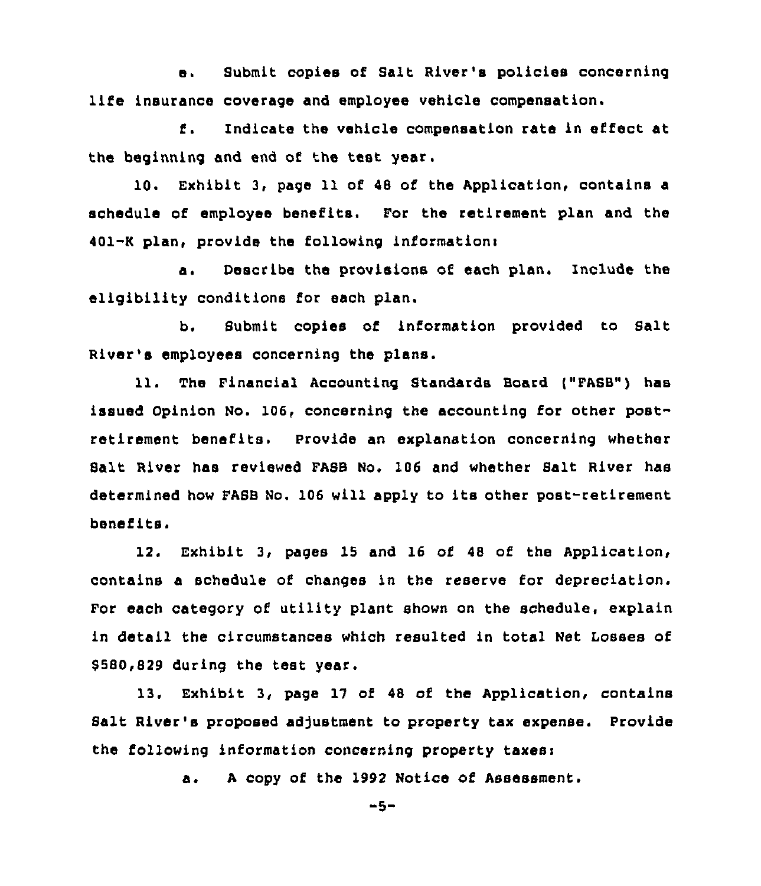e. Submit copies of Salt River's policies concerning life insurance coverage and employee vehicle compensation.

f. Indicate the vehicle compensation rate in effect at the beginning and end of the test year.

10. Exhibit 3, page 11 of 48 of the Application, contains a schedule of employee benefits. For the retirement plan and the 401-K plan, provide the following information:

a. Describe the provisions of each plan. Include the elligibility conditions for each plan.

b. Submit copies of information provided to Salt River's employees concerning the plans.

11. The Financial Accounting Standards Board ("FASB") has issued Opinion No. 106, concerning the accounting for other post-retirement benefits. Provide an explanation concerning whether Salt River has reviewed FASB No. 106 and whether Salt River has determined how FASB No. 106 will apply to its other post-retirement benefits.

12. Exhibit 3, pages 15 and 16 of 48 of the Application, contains a schedule of changes in the reserve for depreciation. For each category of utility plant shown on the schedule, explain in detail the circumstances which resulted in total Net Losses of $580,829 during the test year.

13. Exhibit 3, page 17 of 48 of the Application, contains Salt River's proposed adjustment to property tax expense. Provide the following information concerning property taxes:

a. A copy of the 1992 Notice of Assessment.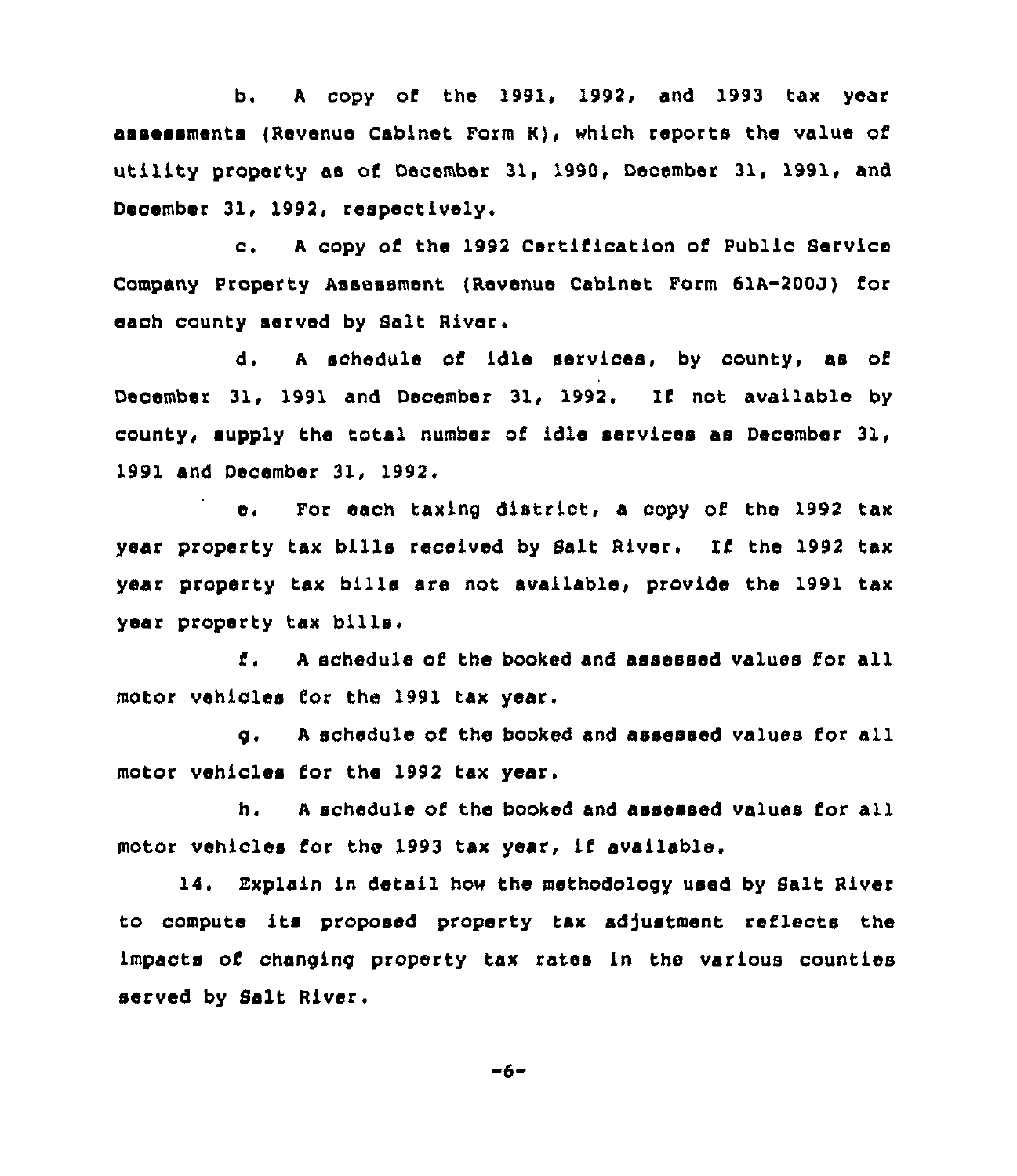b. A copy of the 1991, 1992, and 1993 tax year assessments (Revenue Cabinet Form K), which reports the value of utility property as of December 31, 1990, December 31, 1991, and December 31, 1992, respectively.

c. A copy of the 1992 Certification of Public Service Company Property Assessment (Revenue Cabinet Form 61A-200J) for each county served by Salt River.

d. A schedule of idle services, by county, as of December 31, 1991 and December 31, 1992. If not available by county, supply the total number of idle services as December 31, 1991 and December 31, 1992.

e. For each taxing district, a copy of the 1992 tax year property tax bills received by Salt River. If the 1992 tax year property tax bills are not available, provide the 1991 tax year property tax bills.

f. A schedule of the booked and assessed values for all motor vehicles for the 1991 tax year.

g. A schedule of the booked and assessed values for all motor vehicles for the 1992 tax year.

h. A schedule of the booked and assessed values for all motor vehicles for the 1993 tax year, if available.

14. Explain in detail how the methodology used by Salt River to compute its proposed property tax adjustment reflects the impacts of changing property tax rates in the various counties served by Salt River.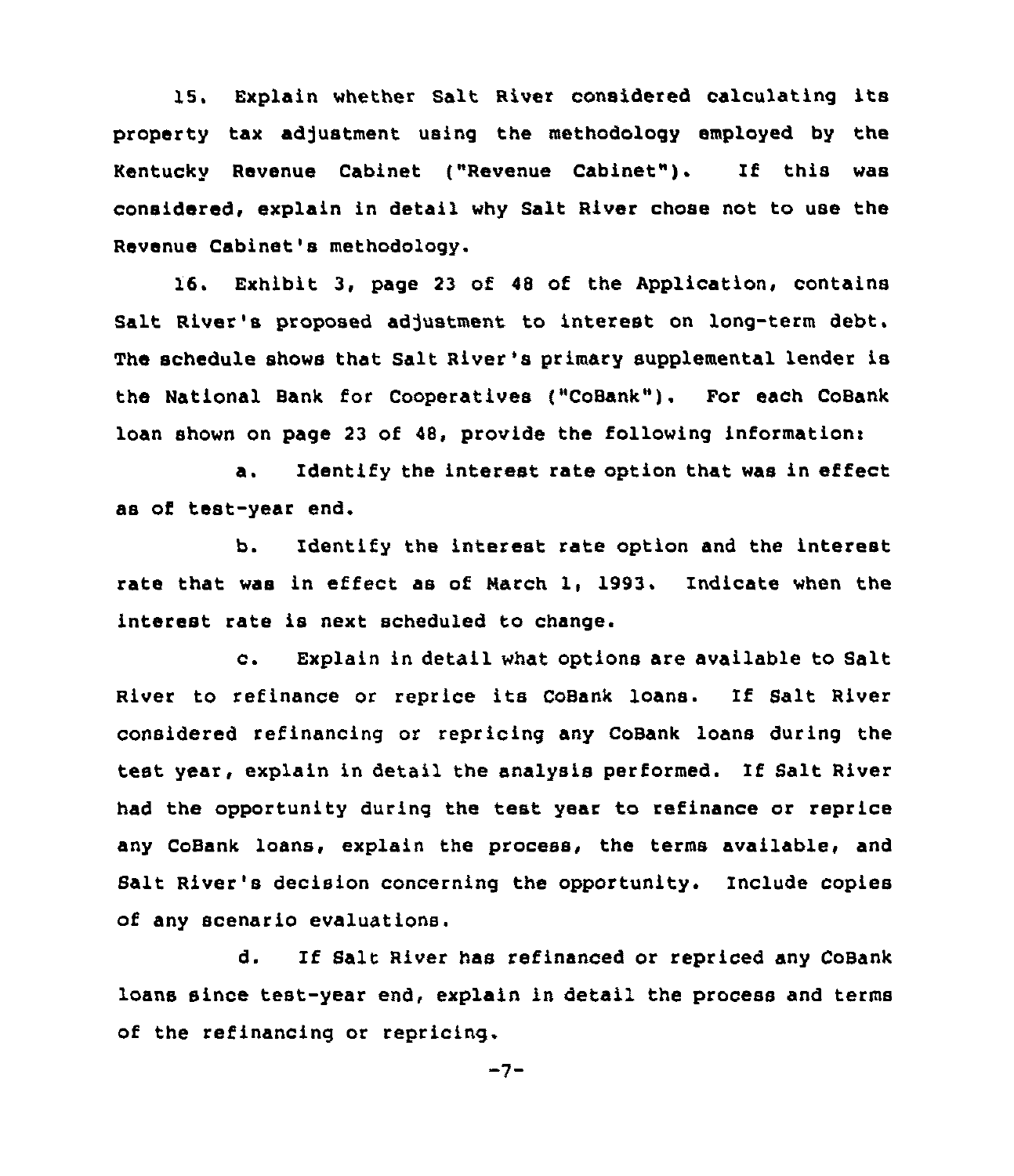15. Explain whether Salt River considered calculating its property tax adjustment using the methodology employed by the Kentucky Revenue Cabinet ("Revenue Cabinet"). If this was considered, explain in detail why Salt River chose not to use the Revenue Cabinet's methodology.

16. Exhibit 3, page 23 of 48 of the Application, contains Salt River's proposed adjustment to interest on long-term debt. The schedule shows that Salt River's primary supplemental lender is the National Bank for Cooperatives ("CoBank"). For each CoBank loan shown on page 23 of 48, provide the following information:

a. Identify the interest rate option that was in effect as of test-year end.

b. Identify the interest rate option and the interest rate that was in effect as of March 1, 1993. Indicate when the interest rate is next scheduled to change.

c. Explain in detail what options are available to Salt River to refinance or reprice its CoBank loans. If Salt River considered refinancing or repricing any CoBank loans during the test year, explain in detail the analysis performed. If Salt River had the opportunity during the test year to refinance or reprice any CoBank loans, explain the process, the terms available, and Salt River's decision concerning the opportunity. Include copies of any scenario evaluations.

d. If Salt River has refinanced or repriced any CoBank loans since test-year end, explain in detail the process and terms of the refinancing or repricing.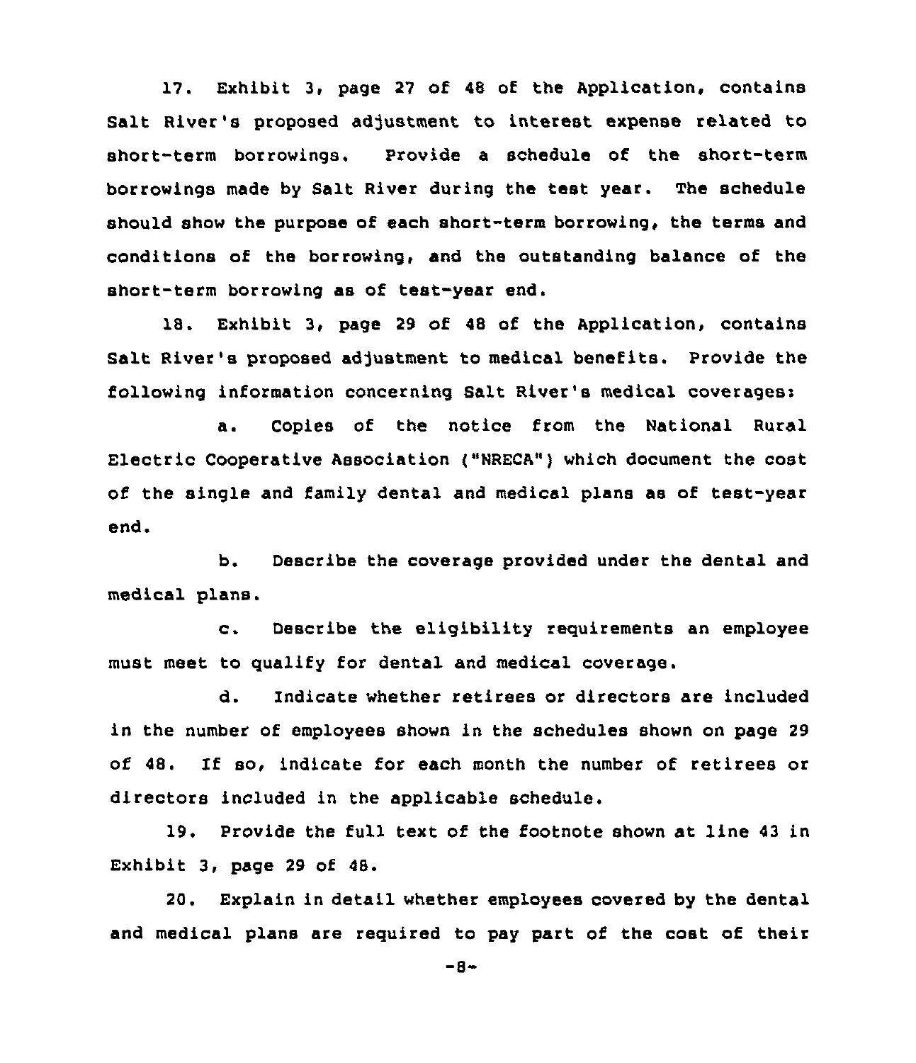17. Exhibit 3, page 27 of 48 of the Application, contains Salt River's proposed adjustment to interest expense related to short-term borrowings. Provide a schedule of the short-term borrowings made by Salt River during the test year. The schedule should show the purpose of each short-term borrowing, the terms and conditions of the borrowing, and the outstanding balance of the short-term borrowing as of test-year end.

18. Exhibit 3, page 29 of 48 of the Application, contains Salt River's proposed adjustment to medical benefits. Provide the following information concerning Salt River's medical coverages:

a. Copies of the notice from the National Rural Electric Cooperative Association ("NRECA") which document the cost of the single and family dental and medical plans as of test-year end.

b. Describe the coverage provided under the dental and medical plans.

c. Describe the eligibility requirements an employee must meet to qualify for dental and medical coverage.

d. Indicate whether retirees or directors are included in the number of employees shown in the schedules shown on page 29 of 48. If so, indicate for each month the number of retirees or directors included in the applicable schedule.

19. Provide the full text of the footnote shown at line 43 in Exhibit 3, page 29 of 48.

20. Explain in detail whether employees covered by the dental and medical plans are required to pay part of the cost of their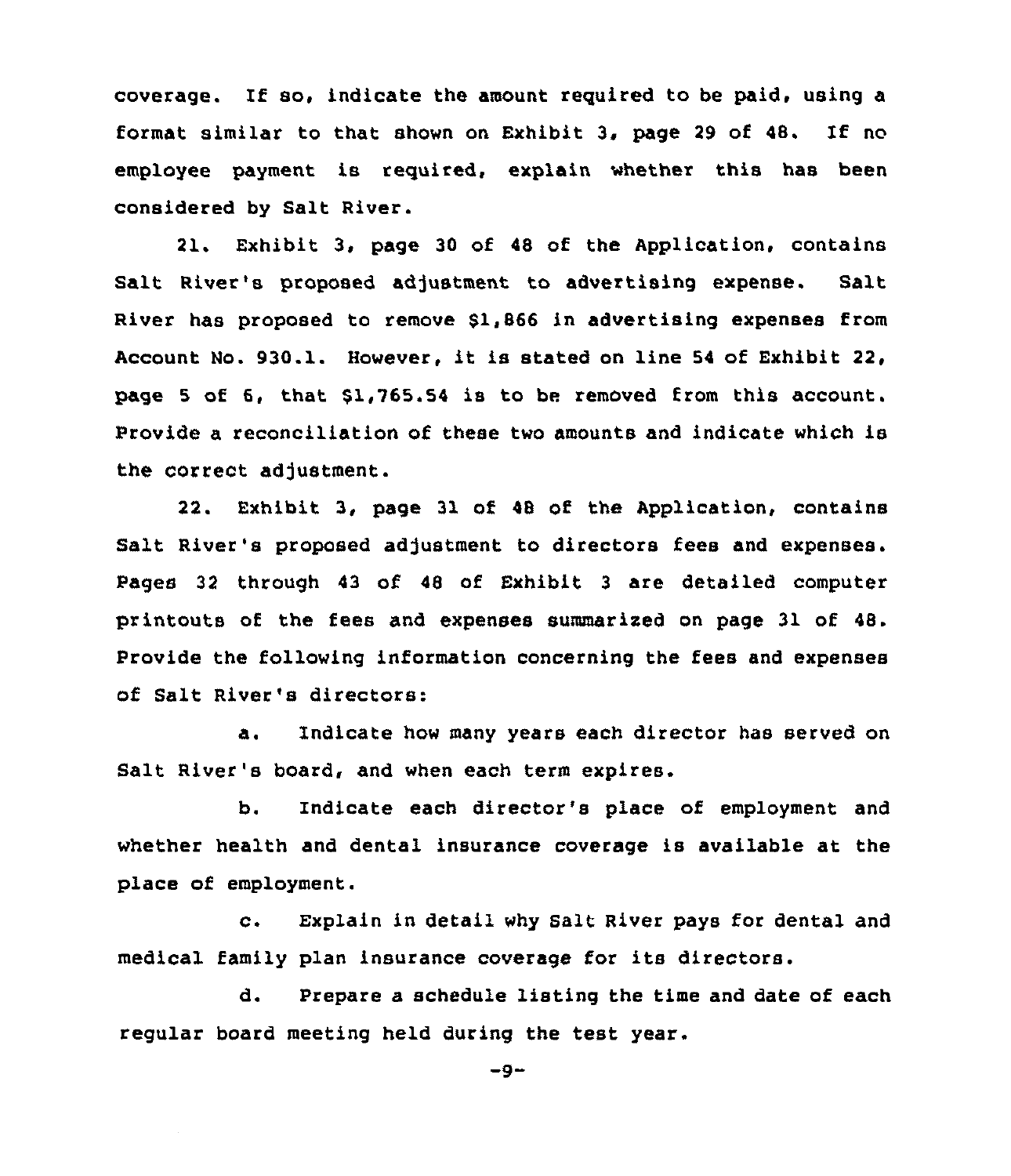coverage. If so, indicate the amount required to be paid, using a format similar to that shown on Exhibit 3, page 29 of 48. If no employee payment is required, explain whether this has been considered by Salt River.

21. Exhibit 3, page 30 of 48 of the Application, contains Salt River's proposed adjustment to advertising expense. Salt River has proposed to remove $1,866 in advertising expenses from Account No. 930.1. However, it is stated on line 54 of Exhibit 22, page 5 of 6, that $1,765.54 is to be removed from this account. Provide a reconciliation of these two amounts and indicate which is the correct adjustment.

22. Exhibit 3, page 31 of 48 of the Application, contains Salt River's proposed adjustment to directors fees and expenses. Pages 32 through 43 of 48 of Exhibit 3 are detailed computer printouts of the fees and expenses summarized on page 31 of 48. Provide the following information concerning the fees and expenses of Salt River's directors:

a. Indicate how many years each director has served on Salt River's board, and when each term expires.

b. Indicate each director's place of employment and whether health and dental insurance coverage is available at the place of employment.

c. Explain in detail why Salt River pays for dental and medical family plan insurance coverage for its directors.

d. Prepare a schedule listing the time and date of each regular board meeting held during the test year.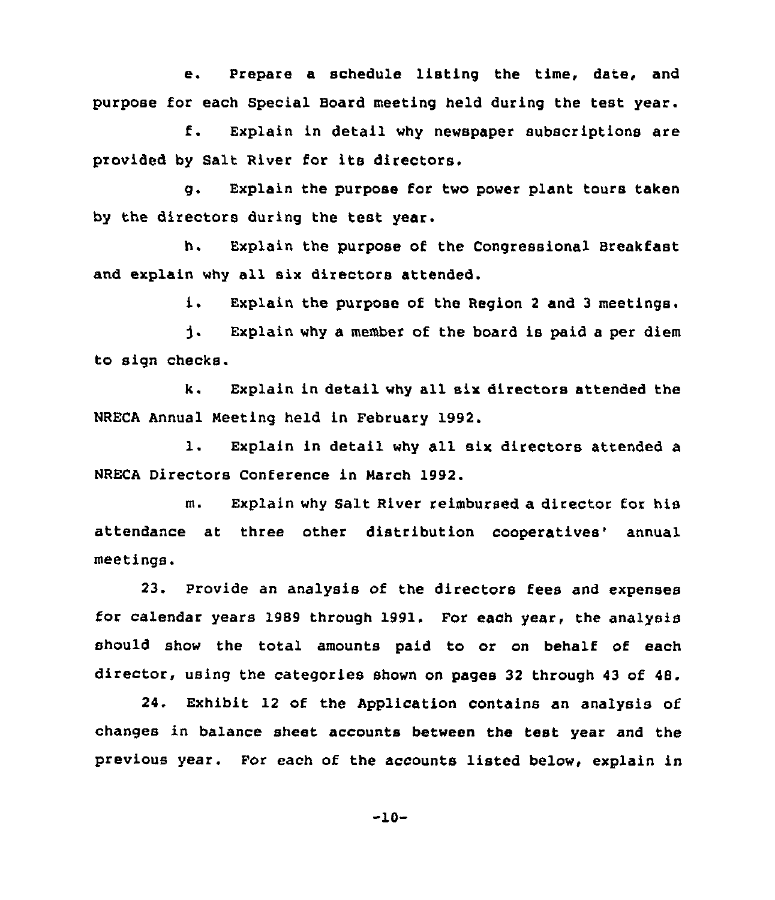e. Prepare a schedule listing the time, date, and purpose for each Special Board meeting held during the test year.

f. Explain in detail why newspaper subscriptions are provided by Salt River for its directors.

g. Explain the purpose for two power plant tours taken by the directors during the test year.

h. Explain the purpose of the Congressional Breakfast and explain why all six directors attended.

i. Explain the purpose of the Region 2 and 3 meetings.

j. Explain why a member of the board is paid a per diem to sign checks.

k. Explain in detail why all six directors attended the NRECA Annual Meeting held in February 1992.

l. Explain in detail why all six directors attended a NRECA Directors Conference in March 1992.

m. Explain why Salt River reimbursed a director for his attendance at three other distribution cooperatives' annual meetings.

23. Provide an analysis of the directors fees and expenses for calendar years 1989 through 1991. For each year, the analysis should show the total amounts paid to or on behalf of each director, using the categories shown on pages 32 through 43 of 48.

24. Exhibit 12 of the Application contains an analysis of changes in balance sheet accounts between the test year and the previous year. For each of the accounts listed below, explain in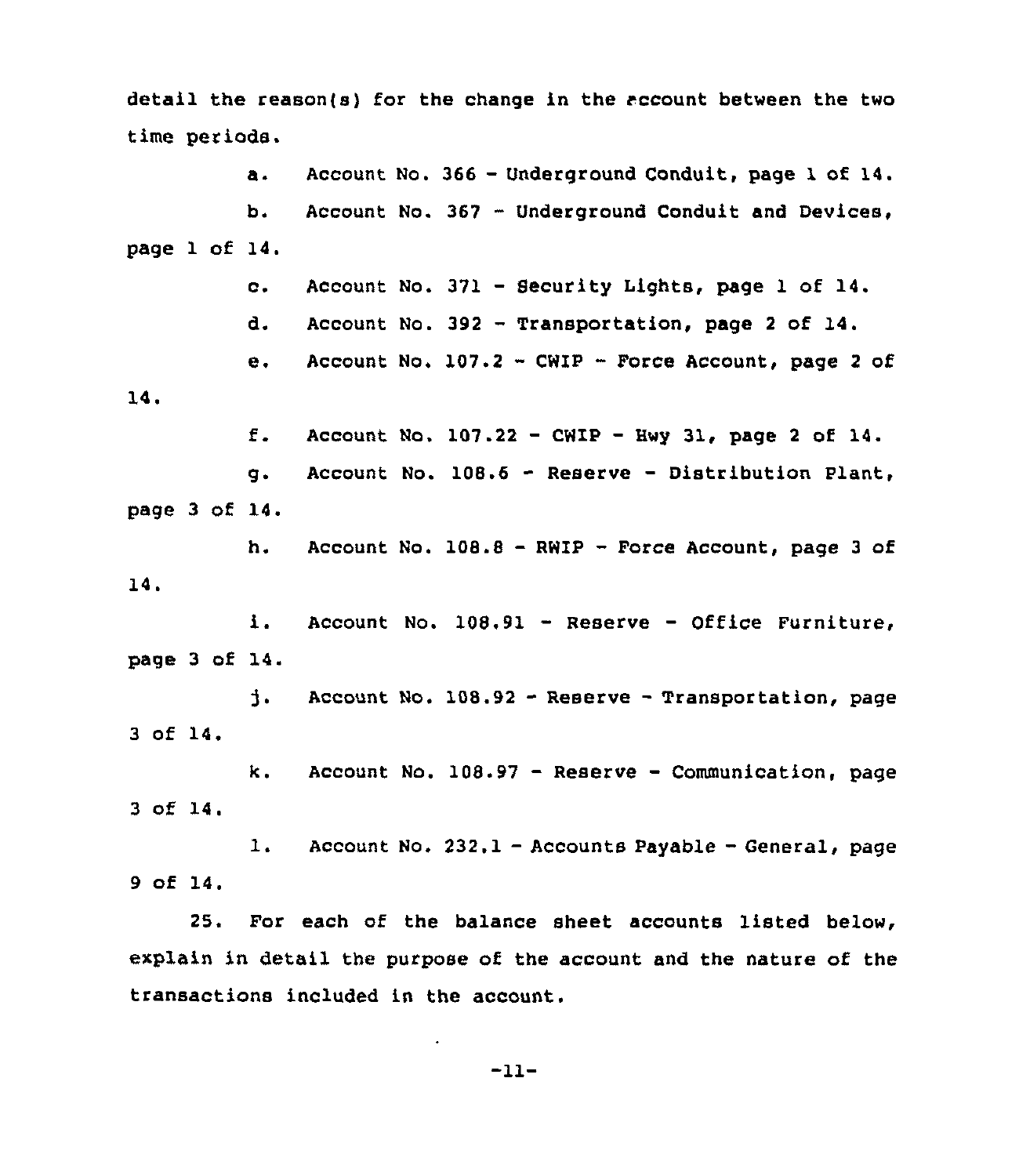detail the reason(s) for the change in the account between the two time periods.

a. Account No. 366 - Underground Conduit, page 1 of 14.

b. Account No. 367 - Underground Conduit and Devices, page 1 of 14.

c. Account No. 371 - Security Lights, page 1 of 14.

d. Account No. 392 - Transportation, page 2 of 14.

e. Account No. 107.2 - CWIP - Force Account, page 2 of 14.

f. Account No. 107.22 - CWIP - Hwy 31, page 2 of 14.

g. Account No. 108.6 - Reserve - Distribution Plant, page 3 of 14.

h. Account No. 108.8 - RWIP - Force Account, page 3 of 14.

i. Account No. 108.91 - Reserve - Office Furniture, page 3 of 14.

j. Account No. 108.92 - Reserve - Transportation, page 3 of 14.

k. Account No. 108.97 - Reserve - Communication, page 3 of 14.

l. Account No. 232.1 - Accounts Payable - General, page 9 of 14.

25. For each of the balance sheet accounts listed below, explain in detail the purpose of the account and the nature of the transactions included in the account.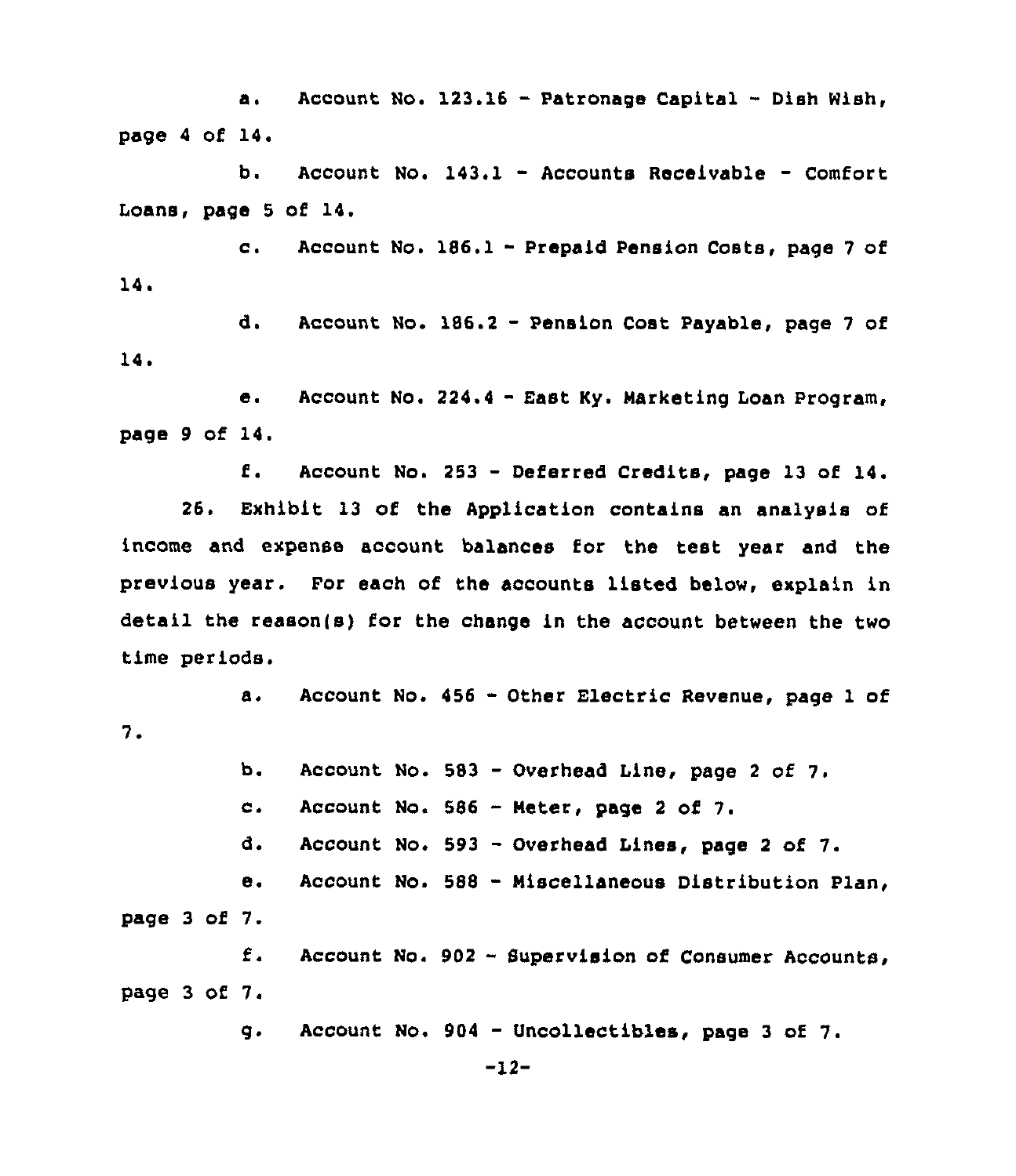a. Account No. 123.16 - Patronage Capital - Dish Wish, page 4 of 14.

b. Account No. 143.1 - Accounts Receivable - Comfort Loans, page 5 of 14.

c. Account No. 186.1 - Prepaid Pension Costs, page 7 of 14.

d. Account No. 186.2 - Pension Cost Payable, page 7 of 14.

e. Account No. 224.4 - East Ky. Marketing Loan Program, page 9 of 14.

f. Account No. 253 - Deferred Credits, page 13 of 14.

26. Exhibit 13 of the Application contains an analysis of income and expense account balances for the test year and the previous year. For each of the accounts listed below, explain in detail the reason(s) for the change in the account between the two time periods.

a. Account No. 456 - Other Electric Revenue, page 1 of 7.

b. Account No. 583 - Overhead Line, page 2 of 7.

c. Account No. 586 - Meter, page 2 of 7.

d. Account No. 593 - Overhead Lines, page 2 of 7.

e. Account No. 588 - Miscellaneous Distribution Plan, page 3 of 7.

f. Account No. 902 - Supervision of Consumer Accounts, page 3 of 7.

g. Account No. 904 - Uncollectibles, page 3 of 7.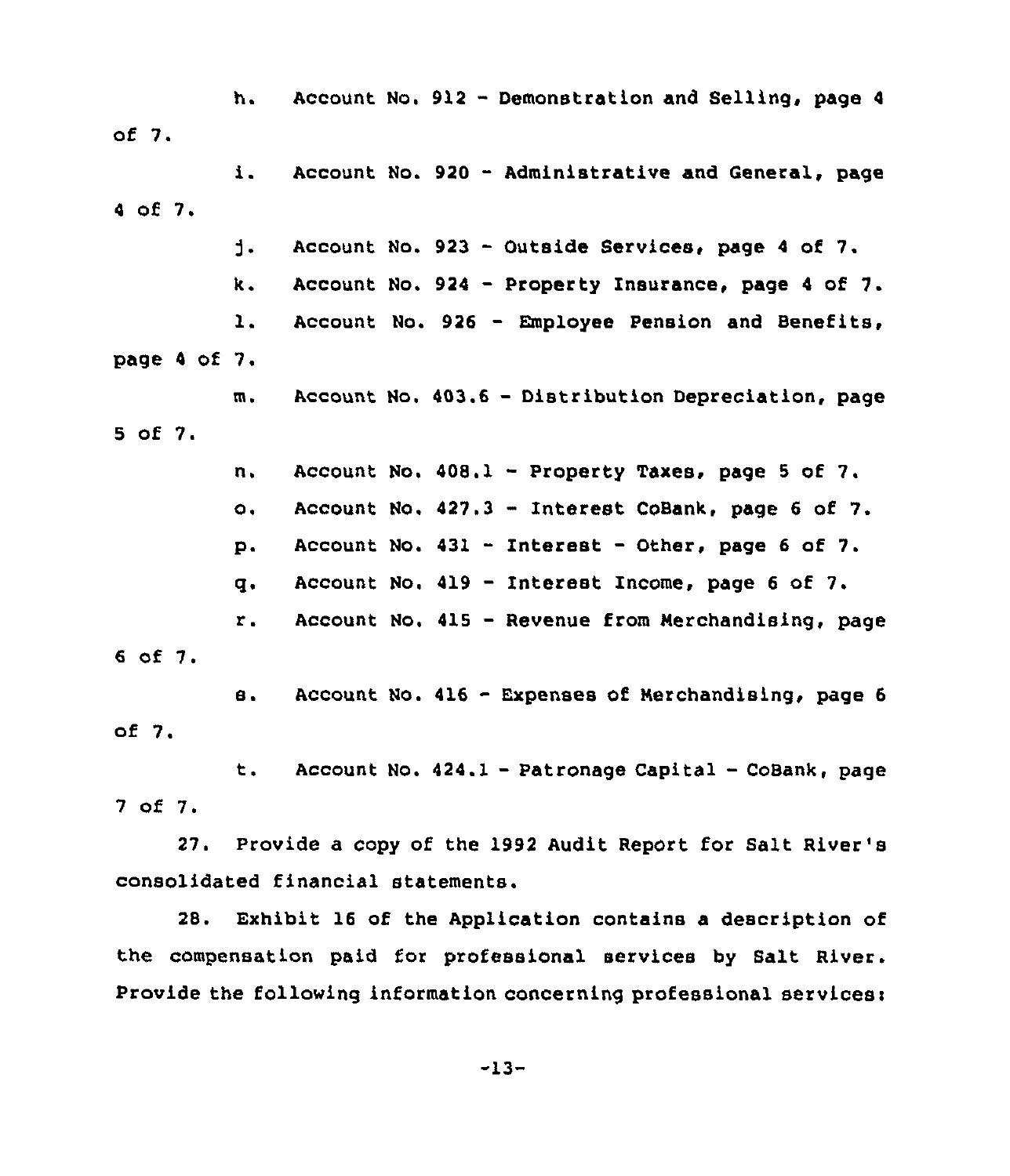h. Account No. 912 - Demonstration and Selling, page 4 of 7.

i. Account No. 920 - Administrative and General, page 4 of 7.

j. Account No. 923 - Outside Services, page 4 of 7.

k. Account No. 924 - Property Insurance, page 4 of 7.

l. Account No. 926 - Employee Pension and Benefits, page 4 of 7.

m. Account No. 403.6 - Distribution Depreciation, page 5 of 7.

n. Account No. 408.1 - Property Taxes, page 5 of 7.

o. Account No. 427.3 - Interest CoBank, page 6 of 7.

p. Account No. 431 - Interest - Other, page 6 of 7.

q. Account No. 419 - Interest Income, page 6 of 7.

r. Account No. 415 - Revenue from Merchandising, page 6 of 7.

s. Account No. 416 - Expenses of Merchandising, page 6 of 7.

t. Account No. 424.1 - Patronage Capital - CoBank, page 7 of 7.

27. Provide a copy of the 1992 Audit Report for Salt River's consolidated financial statements.

28. Exhibit 16 of the Application contains a description of the compensation paid for professional services by Salt River. Provide the following information concerning professional services: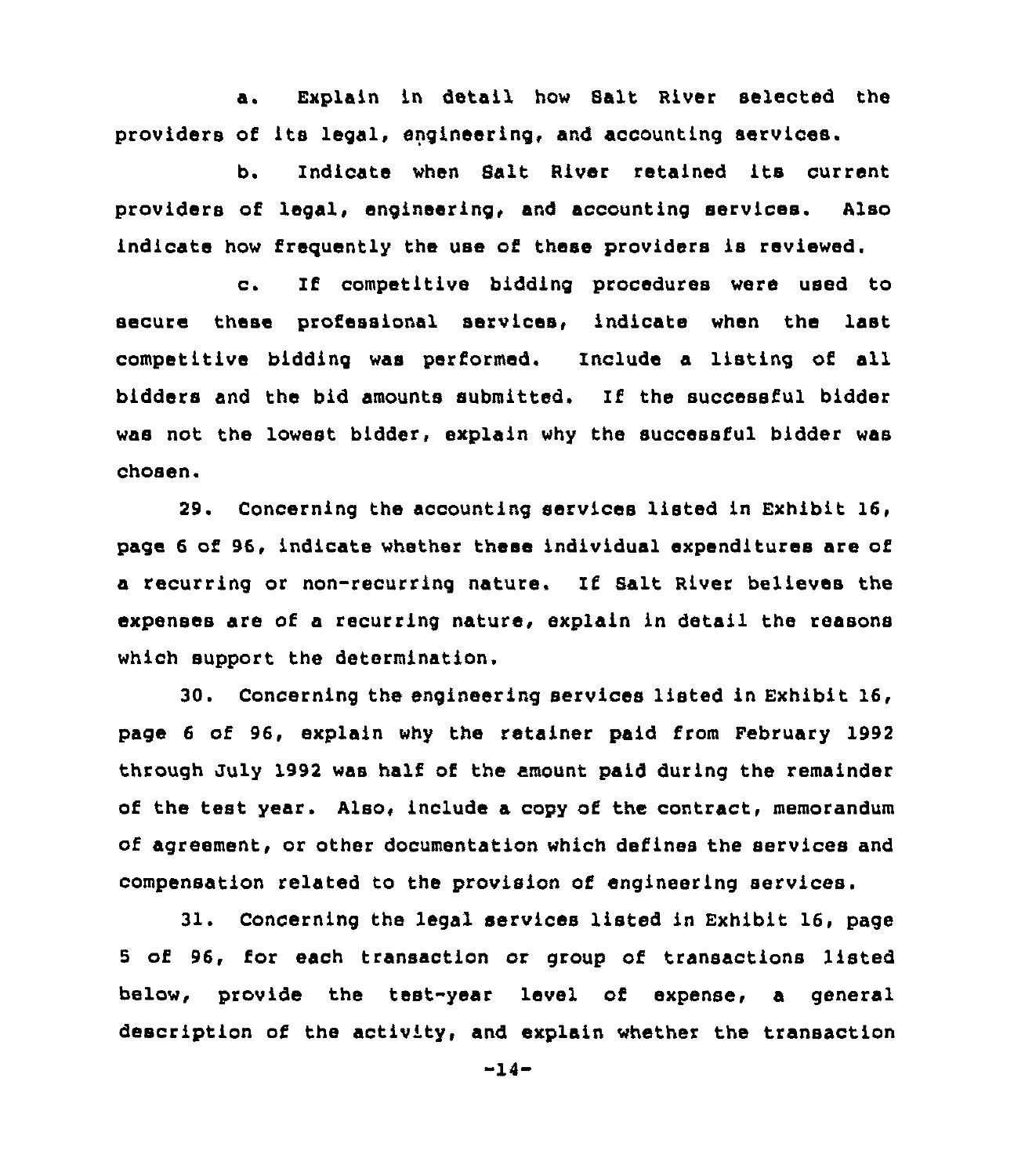a. Explain in detail how Salt River selected the providers of its legal, engineering, and accounting services.

b. Indicate when Salt River retained its current providers of legal, engineering, and accounting services. Also indicate how frequently the use of these providers is reviewed.

c. If competitive bidding procedures were used to secure these professional services, indicate when the last competitive bidding was performed. Include a listing of all bidders and the bid amounts submitted. If the successful bidder was not the lowest bidder, explain why the successful bidder was chosen.

29. Concerning the accounting services listed in Exhibit 16, page 6 of 96, indicate whether these individual expenditures are of a recurring or non-recurring nature. If Salt River believes the expenses are of a recurring nature, explain in detail the reasons which support the determination.

30. Concerning the engineering services listed in Exhibit 16, page 6 of 96, explain why the retainer paid from February 1992 through July 1992 was half of the amount paid during the remainder of the test year. Also, include a copy of the contract, memorandum of agreement, or other documentation which defines the services and compensation related to the provision of engineering services.

31. Concerning the legal services listed in Exhibit 16, page 5 of 96, for each transaction or group of transactions listed below, provide the test-year level of expense, a general description of the activity, and explain whether the transaction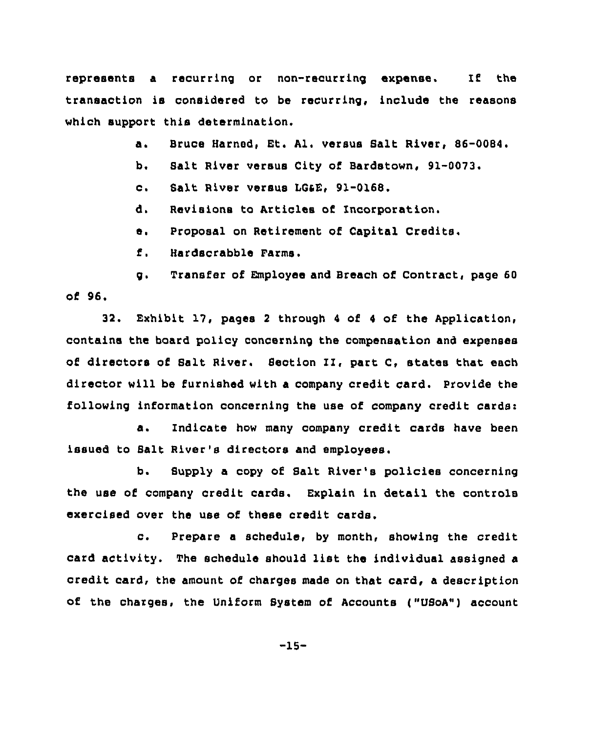represents a recurring or non-recurring expense. If the transaction is considered to be recurring, include the reasons which support this determination.

a. Bruce Harned, Et. Al. versus Salt River, 86-0084.

b. Salt River versus City of Bardstown, 91-0073.

c. Salt River versus LG&E, 91-0168.

d. Revisions to Articles of Incorporation.

e. Proposal on Retirement of Capital Credits.

f. Hardscrabble Farms.

g. Transfer of Employee and Breach of Contract, page 60 of 96.

32. Exhibit 17, pages 2 through 4 of 4 of the Application, contains the board policy concerning the compensation and expenses of directors of Salt River. Section II, part C, states that each director will be furnished with a company credit card. Provide the following information concerning the use of company credit cards:

a. Indicate how many company credit cards have been issued to Salt River's directors and employees.

b. Supply a copy of Salt River's policies concerning the use of company credit cards. Explain in detail the controls exercised over the use of these credit cards.

c. Prepare a schedule, by month, showing the credit card activity. The schedule should list the individual assigned a credit card, the amount of charges made on that card, a description of the charges, the Uniform System of Accounts ("USoA") account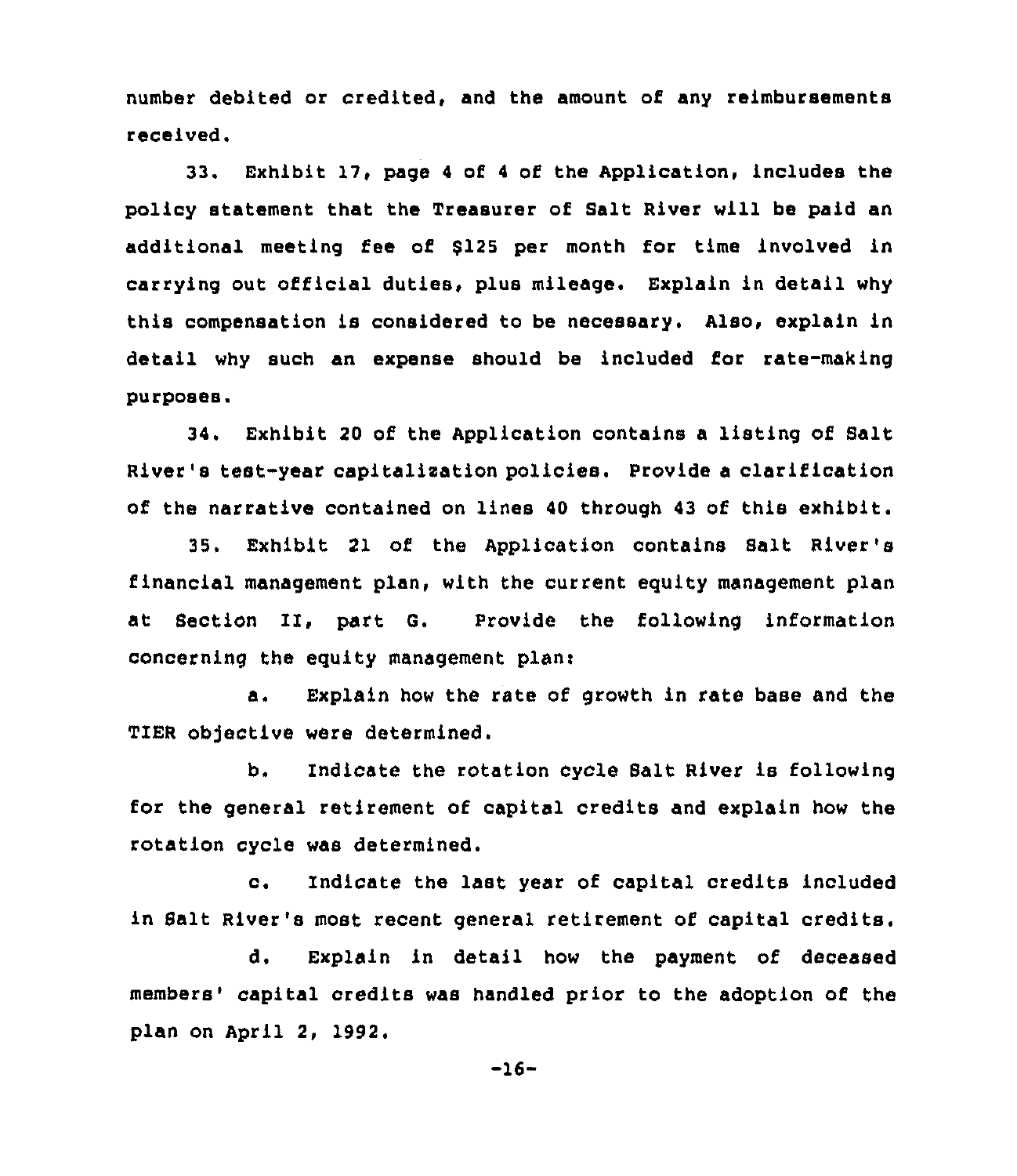number debited or credited, and the amount of any reimbursements received.

33. Exhibit 17, page 4 of 4 of the Application, includes the policy statement that the Treasurer of Salt River will be paid an additional meeting fee of $125 per month for time involved in carrying out official duties, plus mileage. Explain in detail why this compensation is considered to be necessary. Also, explain in detail why such an expense should be included for rate-making purposes.

34. Exhibit 20 of the Application contains a listing of Salt River's test-year capitalization policies. Provide a clarification of the narrative contained on lines 40 through 43 of this exhibit.

35. Exhibit 21 of the Application contains Salt River's financial management plan, with the current equity management plan at Section II, part G. Provide the following information concerning the equity management plan:

a. Explain how the rate of growth in rate base and the TIER objective were determined.

b. Indicate the rotation cycle Salt River is following for the general retirement of capital credits and explain how the rotation cycle was determined.

c. Indicate the last year of capital credits included in Salt River's most recent general retirement of capital credits.

d. Explain in detail how the payment of deceased members' capital credits was handled prior to the adoption of the plan on April 2, 1992.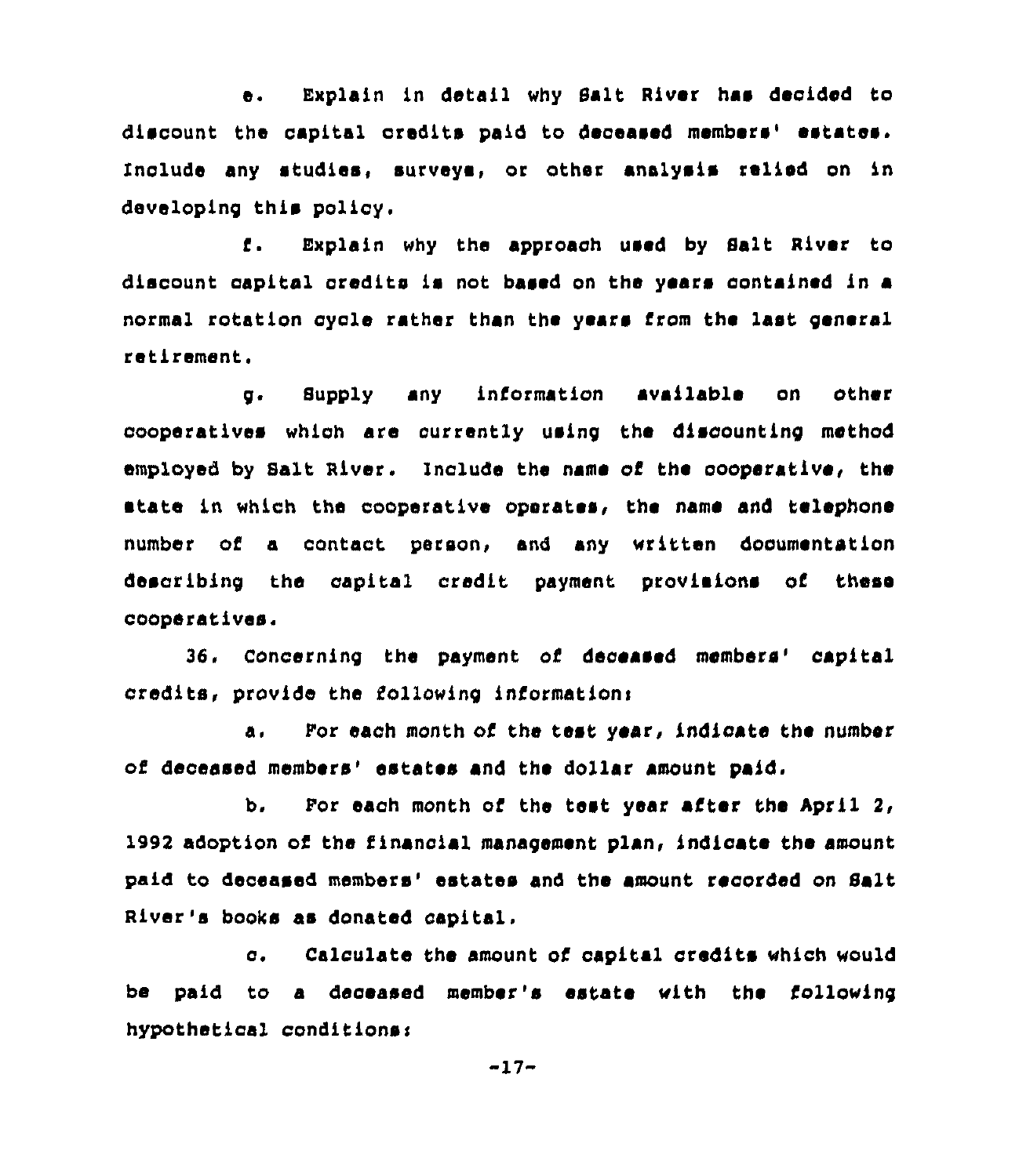e. Explain in detail why Salt River has decided to discount the capital credits paid to deceased members' estates. Include any studies, surveys, or other analysis relied on in developing this policy.

f. Explain why the approach used by Salt River to discount capital credits is not based on the years contained in a normal rotation cycle rather than the years from the last general retirement.

g. Supply any information available on other cooperatives which are currently using the discounting method employed by Salt River. Include the name of the cooperative, the state in which the cooperative operates, the name and telephone number of a contact person, and any written documentation describing the capital credit payment provisions of these cooperatives.

36. Concerning the payment of deceased members' capital credits, provide the following information:

a. For each month of the test year, indicate the number of deceased members' estates and the dollar amount paid.

b. For each month of the test year after the April 2, 1992 adoption of the financial management plan, indicate the amount paid to deceased members' estates and the amount recorded on Salt River's books as donated capital.

c. Calculate the amount of capital credits which would be paid to a deceased member's estate with the following hypothetical conditions: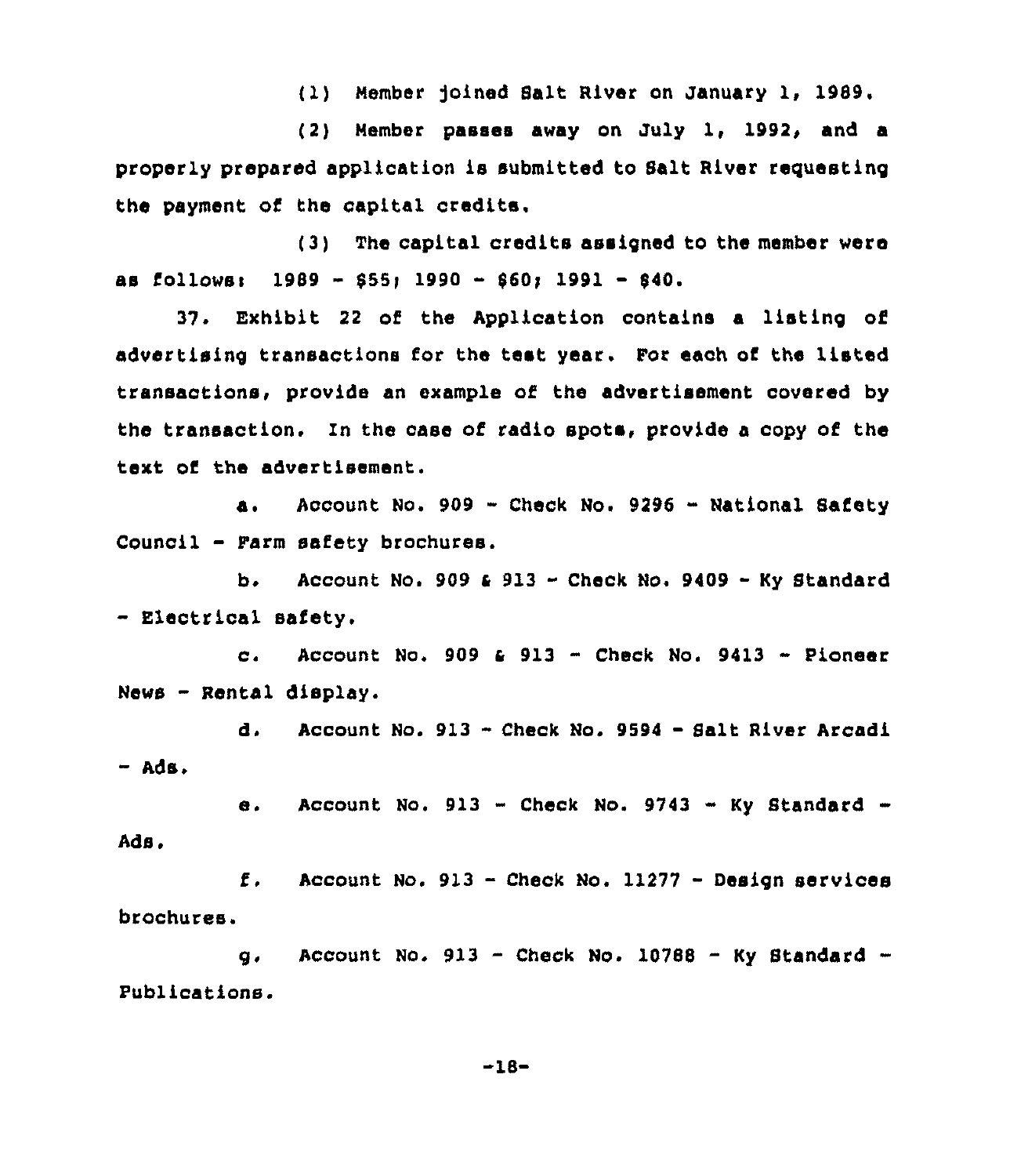(1) Member joined Salt River on January 1, 1989.

(2) Member passes away on July 1, 1992, and a properly prepared application is submitted to Salt River requesting the payment of the capital credits.

(3) The capital credits assigned to the member were as follows: 1989 - $55; 1990 - $60; 1991 - $40.

37. Exhibit 22 of the Application contains a listing of advertising transactions for the test year. For each of the listed transactions, provide an example of the advertisement covered by the transaction. In the case of radio spots, provide a copy of the text of the advertisement.

a. Account No. 909 - Check No. 9296 - National Safety Council - Farm safety brochures.

b. Account No. 909 & 913 - Check No. 9409 - Ky Standard - Electrical safety.

c. Account No. 909 & 913 - Check No. 9413 - Pioneer News - Rental display.

d. Account No. 913 - Check No. 9594 - Salt River Arcadi - Ads.

e. Account No. 913 - Check No. 9743 - Ky Standard - Ads.

f. Account No. 913 - Check No. 11277 - Design services brochures.

g. Account No. 913 - Check No. 10788 - Ky Standard - Publications.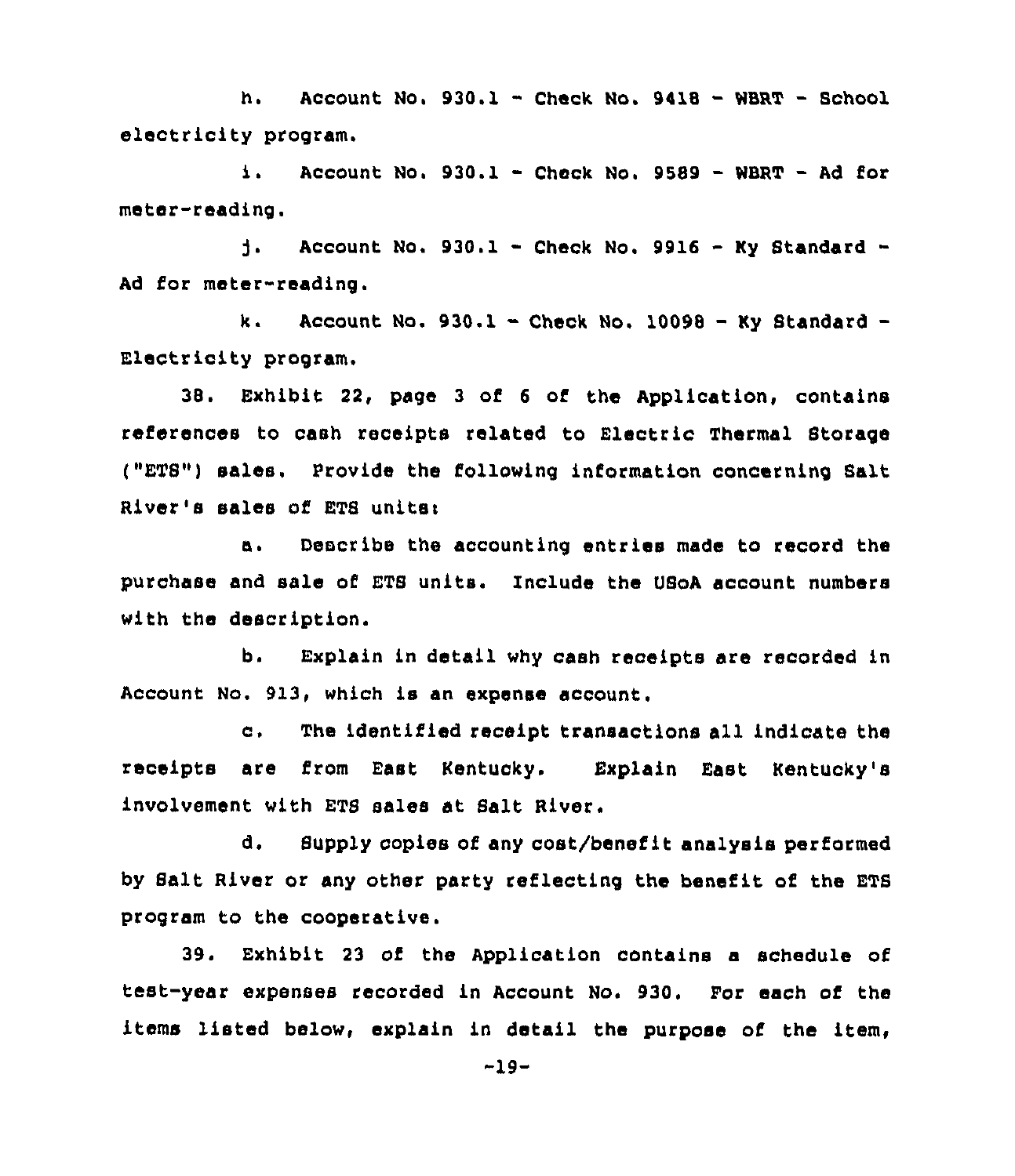h. Account No. 930.1 - Check No. 9418 - WBRT - School electricity program.

i. Account No. 930.1 - Check No. 9589 - WBRT - Ad for meter-reading.

j. Account No. 930.1 - Check No. 9916 - Ky Standard - Ad for meter-reading.

k. Account No. 930.1 - Check No. 10098 - Ky Standard - Electricity program.

38. Exhibit 22, page 3 of 6 of the Application, contains references to cash receipts related to Electric Thermal Storage ("ETS") sales. Provide the following information concerning Salt River's sales of ETS units:

a. Describe the accounting entries made to record the purchase and sale of ETS units. Include the USoA account numbers with the description.

b. Explain in detail why cash receipts are recorded in Account No. 913, which is an expense account.

c. The identified receipt transactions all indicate the receipts are from East Kentucky. Explain East Kentucky's involvement with ETS sales at Salt River.

d. Supply copies of any cost/benefit analysis performed by Salt River or any other party reflecting the benefit of the ETS program to the cooperative.

39. Exhibit 23 of the Application contains a schedule of test-year expenses recorded in Account No. 930. For each of the items listed below, explain in detail the purpose of the item,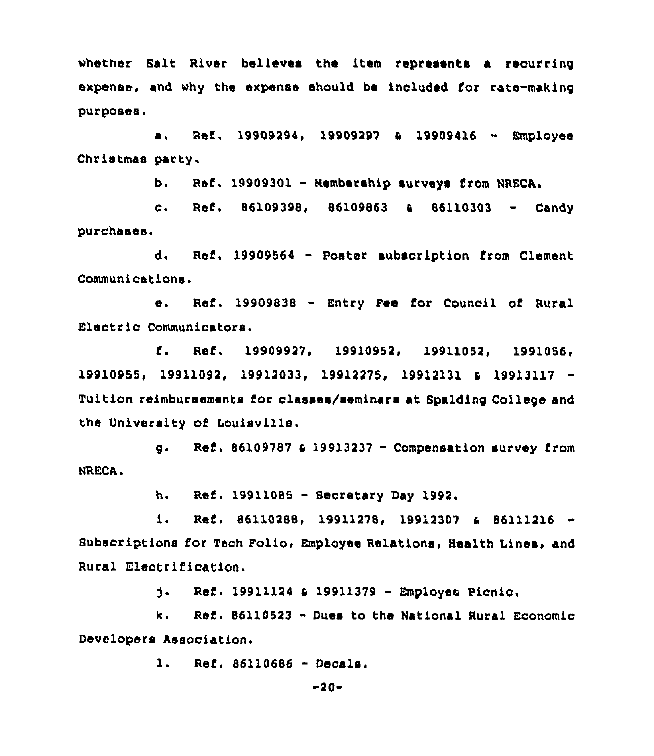whether Salt River believes the item represents a recurring expense, and why the expense should be included for rate-making purposes.

a. Ref. 19909294, 19909297 & 19909416 - Employee Christmas party.

b. Ref. 19909301 - Membership surveys from NRECA.

c. Ref. 86109398, 86109863 & 86110303 - Candy purchases.

d. Ref. 19909564 - Poster subscription from Clement Communications.

e. Ref. 19909838 - Entry Fee for Council of Rural Electric Communicators.

f. Ref. 19909927, 19910952, 19911052, 1991056, 19910955, 19911092, 19912033, 19912275, 19912131 & 19913117 - Tuition reimbursements for classes/seminars at Spalding College and the University of Louisville.

g. Ref. 86109787 & 19913237 - Compensation survey from NRECA.

h. Ref. 19911085 - Secretary Day 1992.

i. Ref. 86110288, 19911278, 19912307 & 86111216 - Subscriptions for Tech Folio, Employee Relations, Health Lines, and Rural Electrification.

j. Ref. 19911124 & 19911379 - Employee Picnic.

k. Ref. 86110523 - Dues to the National Rural Economic Developers Association.

l. Ref. 86110686 - Decals.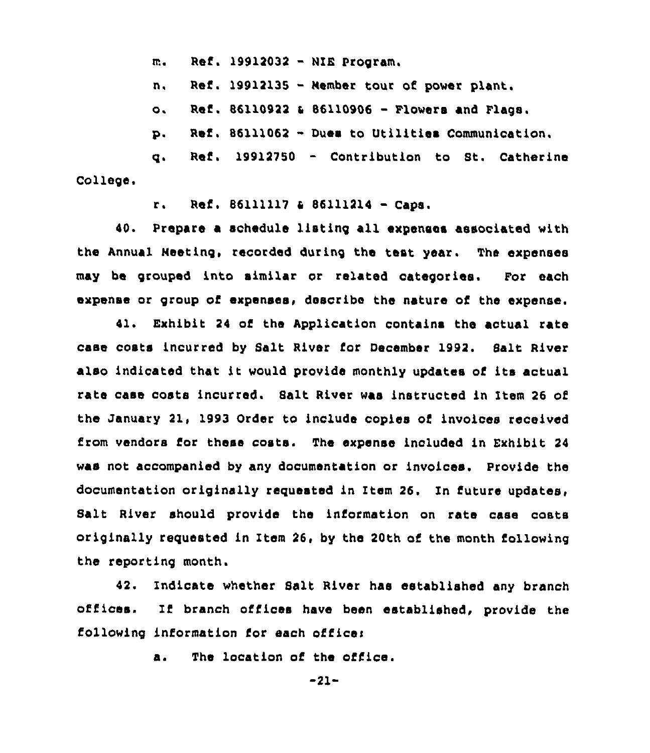m. Ref. 19912032 - NIE Program.

n. Ref. 19912135 - Member tour of power plant.

o. Ref. 86110922 & 86110906 - Flowers and Flags.

p. Ref. 86111062 - Dues to Utilities Communication.

q. Ref. 19912750 - Contribution to St. Catherine College.

r. Ref. 86111117 & 86111214 - Caps.

40. Prepare a schedule listing all expenses associated with the Annual Meeting, recorded during the test year. The expenses may be grouped into similar or related categories. For each expense or group of expenses, describe the nature of the expense.

41. Exhibit 24 of the Application contains the actual rate case costs incurred by Salt River for December 1992. Salt River also indicated that it would provide monthly updates of its actual rate case costs incurred. Salt River was instructed in Item 26 of the January 21, 1993 Order to include copies of invoices received from vendors for these costs. The expense included in Exhibit 24 was not accompanied by any documentation or invoices. Provide the documentation originally requested in Item 26. In future updates, Salt River should provide the information on rate case costs originally requested in Item 26, by the 20th of the month following the reporting month.

42. Indicate whether Salt River has established any branch offices. If branch offices have been established, provide the following information for each office:

a. The location of the office.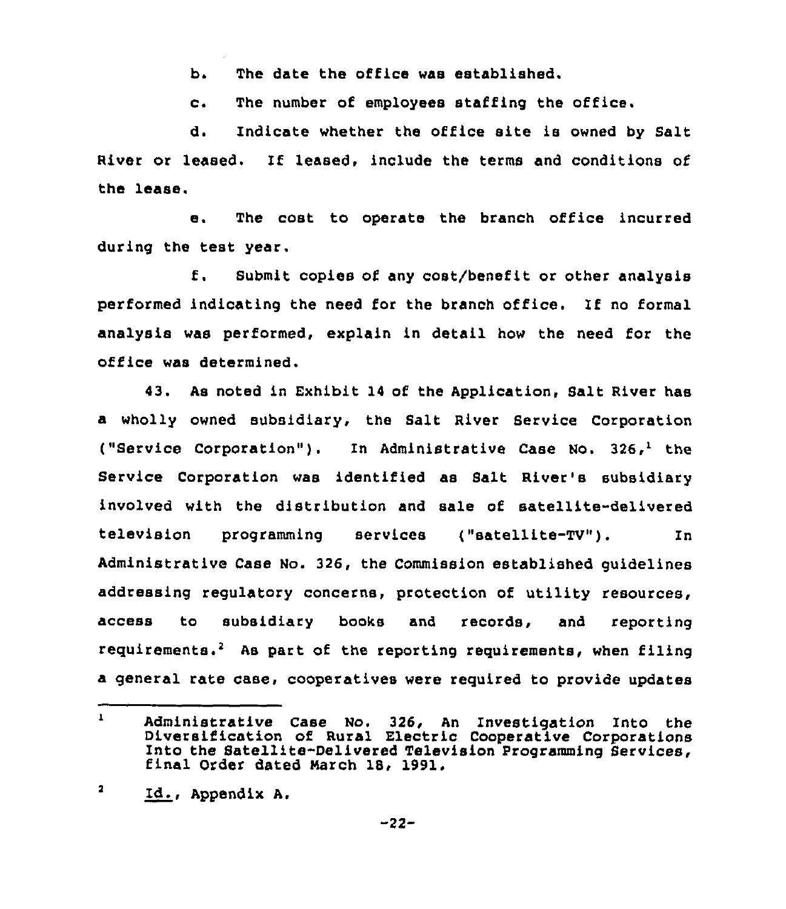b. The date the office was established.

c. The number of employees staffing the office.

d. Indicate whether the office site is owned by Salt River or leased. If leased, include the terms and conditions of the lease.

e. The cost to operate the branch office incurred during the test year.

f. Submit copies of any cost/benefit or other analysis performed indicating the need for the branch office. If no formal analysis was performed, explain in detail how the need for the office was determined.

43. As noted in Exhibit 14 of the Application, Salt River has a wholly owned subsidiary, the Salt River Service Corporation ("Service Corporation"). In Administrative Case No. 326,[1] the Service Corporation was identified as Salt River's subsidiary involved with the distribution and sale of satellite-delivered television programming services ("satellite-TV"). In Administrative Case No. 326, the Commission established guidelines addressing regulatory concerns, protection of utility resources, access to subsidiary books and records, and reporting requirements.[2] As part of the reporting requirements, when filing a general rate case, cooperatives were required to provide updates

---

[1] Administrative Case No. 326, An Investigation Into the Diversification of Rural Electric Cooperative Corporations Into the Satellite-Delivered Television Programming Services, final Order dated March 18, 1991.

[2] Id., Appendix A.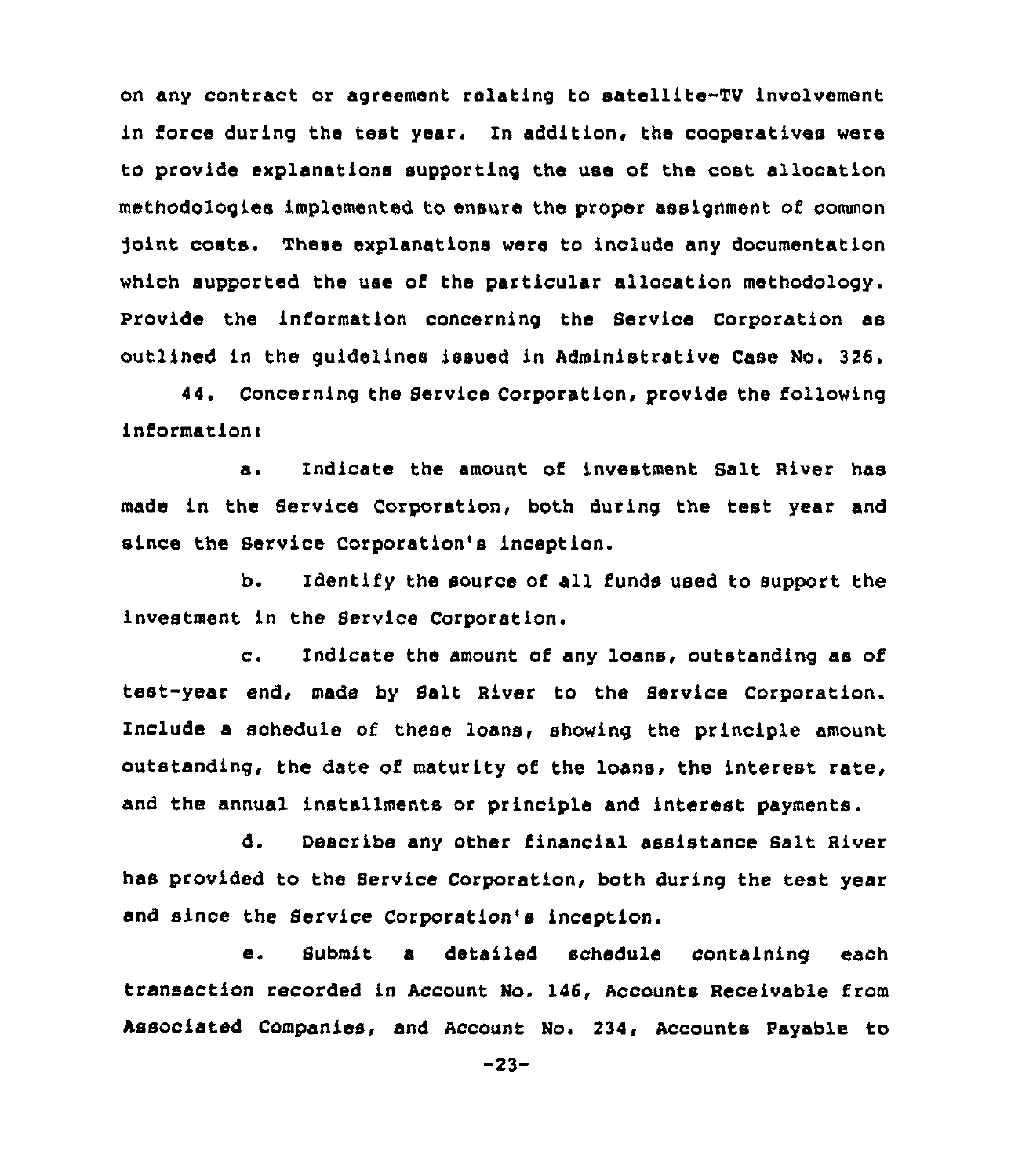on any contract or agreement relating to satellite-TV involvement in force during the test year. In addition, the cooperatives were to provide explanations supporting the use of the cost allocation methodologies implemented to ensure the proper assignment of common joint costs. These explanations were to include any documentation which supported the use of the particular allocation methodology. Provide the information concerning the Service Corporation as outlined in the guidelines issued in Administrative Case No. 326.

44. Concerning the Service Corporation, provide the following information:

a. Indicate the amount of investment Salt River has made in the Service Corporation, both during the test year and since the Service Corporation's inception.

b. Identify the source of all funds used to support the investment in the Service Corporation.

c. Indicate the amount of any loans, outstanding as of test-year end, made by Salt River to the Service Corporation. Include a schedule of these loans, showing the principle amount outstanding, the date of maturity of the loans, the interest rate, and the annual installments or principle and interest payments.

d. Describe any other financial assistance Salt River has provided to the Service Corporation, both during the test year and since the Service Corporation's inception.

e. Submit a detailed schedule containing each transaction recorded in Account No. 146, Accounts Receivable from Associated Companies, and Account No. 234, Accounts Payable to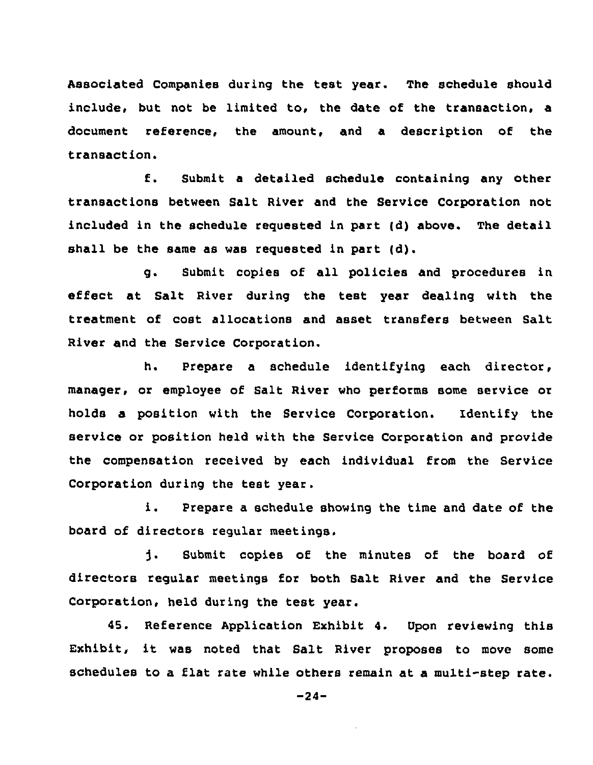Associated Companies during the test year. The schedule should include, but not be limited to, the date of the transaction, a document reference, the amount, and a description of the transaction.

f. Submit a detailed schedule containing any other transactions between Salt River and the Service Corporation not included in the schedule requested in part (d) above. The detail shall be the same as was requested in part (d).

g. Submit copies of all policies and procedures in effect at Salt River during the test year dealing with the treatment of cost allocations and asset transfers between Salt River and the Service Corporation.

h. Prepare a schedule identifying each director, manager, or employee of Salt River who performs some service or holds a position with the Service Corporation. Identify the service or position held with the Service Corporation and provide the compensation received by each individual from the Service Corporation during the test year.

i. Prepare a schedule showing the time and date of the board of directors regular meetings.

j. Submit copies of the minutes of the board of directors regular meetings for both Salt River and the Service Corporation, held during the test year.

45. Reference Application Exhibit 4. Upon reviewing this Exhibit, it was noted that Salt River proposes to move some schedules to a flat rate while others remain at a multi-step rate.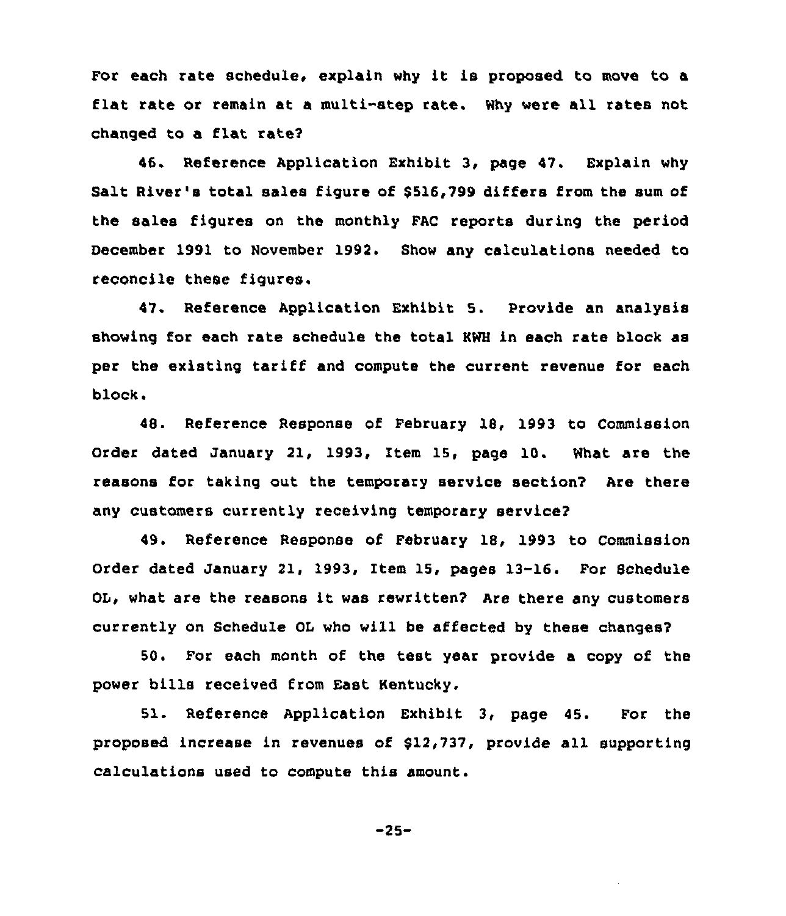For each rate schedule, explain why it is proposed to move to a flat rate or remain at a multi-step rate. Why were all rates not changed to a flat rate?

46. Reference Application Exhibit 3, page 47. Explain why Salt River's total sales figure of $516,799 differs from the sum of the sales figures on the monthly FAC reports during the period December 1991 to November 1992. Show any calculations needed to reconcile these figures.

47. Reference Application Exhibit 5. Provide an analysis showing for each rate schedule the total KWH in each rate block as per the existing tariff and compute the current revenue for each block.

48. Reference Response of February 18, 1993 to Commission Order dated January 21, 1993, Item 15, page 10. What are the reasons for taking out the temporary service section? Are there any customers currently receiving temporary service?

49. Reference Response of February 18, 1993 to Commission Order dated January 21, 1993, Item 15, pages 13-16. For Schedule OL, what are the reasons it was rewritten? Are there any customers currently on Schedule OL who will be affected by these changes?

50. For each month of the test year provide a copy of the power bills received from East Kentucky.

51. Reference Application Exhibit 3, page 45. For the proposed increase in revenues of $12,737, provide all supporting calculations used to compute this amount.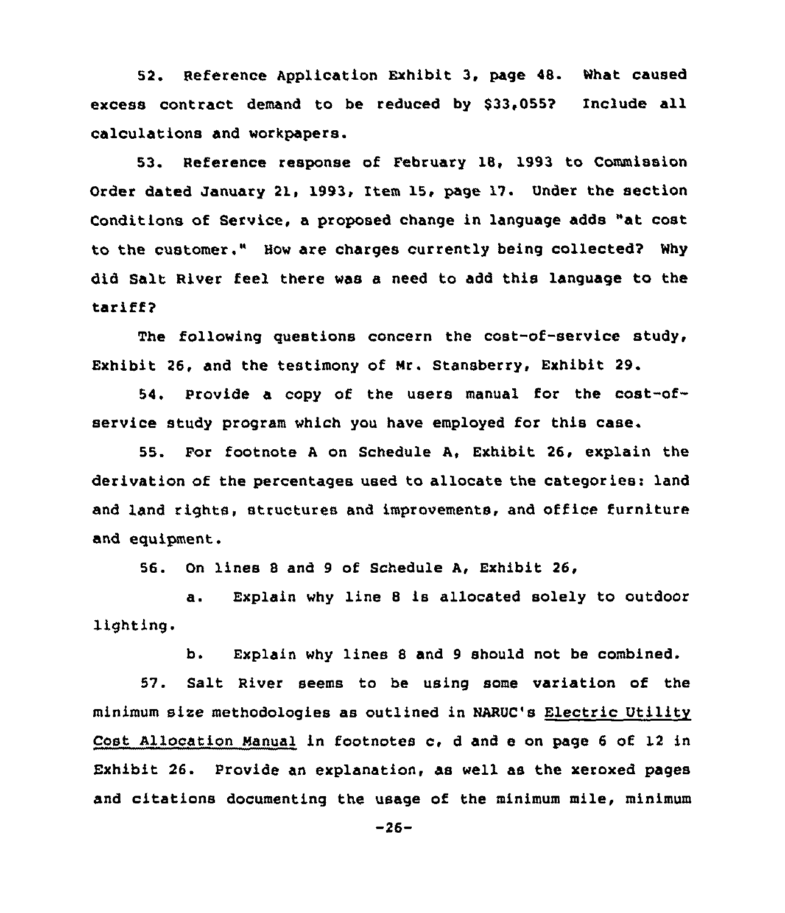52. Reference Application Exhibit 3, page 48. What caused excess contract demand to be reduced by $33,055? Include all calculations and workpapers.

53. Reference response of February 18, 1993 to Commission Order dated January 21, 1993, Item 15, page 17. Under the section Conditions of Service, a proposed change in language adds "at cost to the customer." How are charges currently being collected? Why did Salt River feel there was a need to add this language to the tariff?

The following questions concern the cost-of-service study, Exhibit 26, and the testimony of Mr. Stansberry, Exhibit 29.

54. Provide a copy of the users manual for the cost-of-service study program which you have employed for this case.

55. For footnote A on Schedule A, Exhibit 26, explain the derivation of the percentages used to allocate the categories: land and land rights, structures and improvements, and office furniture and equipment.

56. On lines 8 and 9 of Schedule A, Exhibit 26,

a. Explain why line 8 is allocated solely to outdoor lighting.

b. Explain why lines 8 and 9 should not be combined.

57. Salt River seems to be using some variation of the minimum size methodologies as outlined in NARUC's Electric Utility Cost Allocation Manual in footnotes c, d and e on page 6 of 12 in Exhibit 26. Provide an explanation, as well as the xeroxed pages and citations documenting the usage of the minimum mile, minimum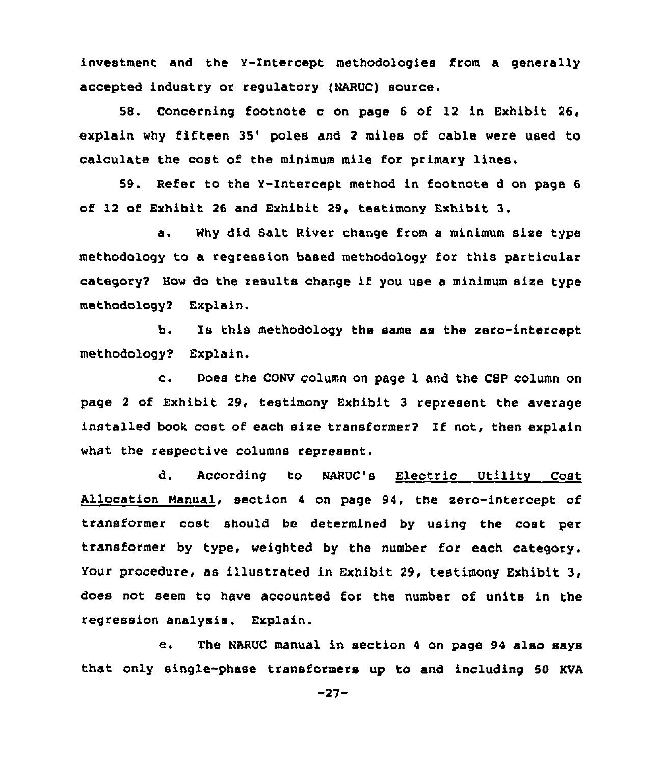investment and the Y-Intercept methodologies from a generally accepted industry or regulatory (NARUC) source.

58. Concerning footnote c on page 6 of 12 in Exhibit 26, explain why fifteen 35' poles and 2 miles of cable were used to calculate the cost of the minimum mile for primary lines.

59. Refer to the Y-Intercept method in footnote d on page 6 of 12 of Exhibit 26 and Exhibit 29, testimony Exhibit 3.

a. Why did Salt River change from a minimum size type methodology to a regression based methodology for this particular category? How do the results change if you use a minimum size type methodology? Explain.

b. Is this methodology the same as the zero-intercept methodology? Explain.

c. Does the CONV column on page 1 and the CSP column on page 2 of Exhibit 29, testimony Exhibit 3 represent the average installed book cost of each size transformer? If not, then explain what the respective columns represent.

d. According to NARUC's Electric Utility Cost Allocation Manual, section 4 on page 94, the zero-intercept of transformer cost should be determined by using the cost per transformer by type, weighted by the number for each category. Your procedure, as illustrated in Exhibit 29, testimony Exhibit 3, does not seem to have accounted for the number of units in the regression analysis. Explain.

e. The NARUC manual in section 4 on page 94 also says that only single-phase transformers up to and including 50 KVA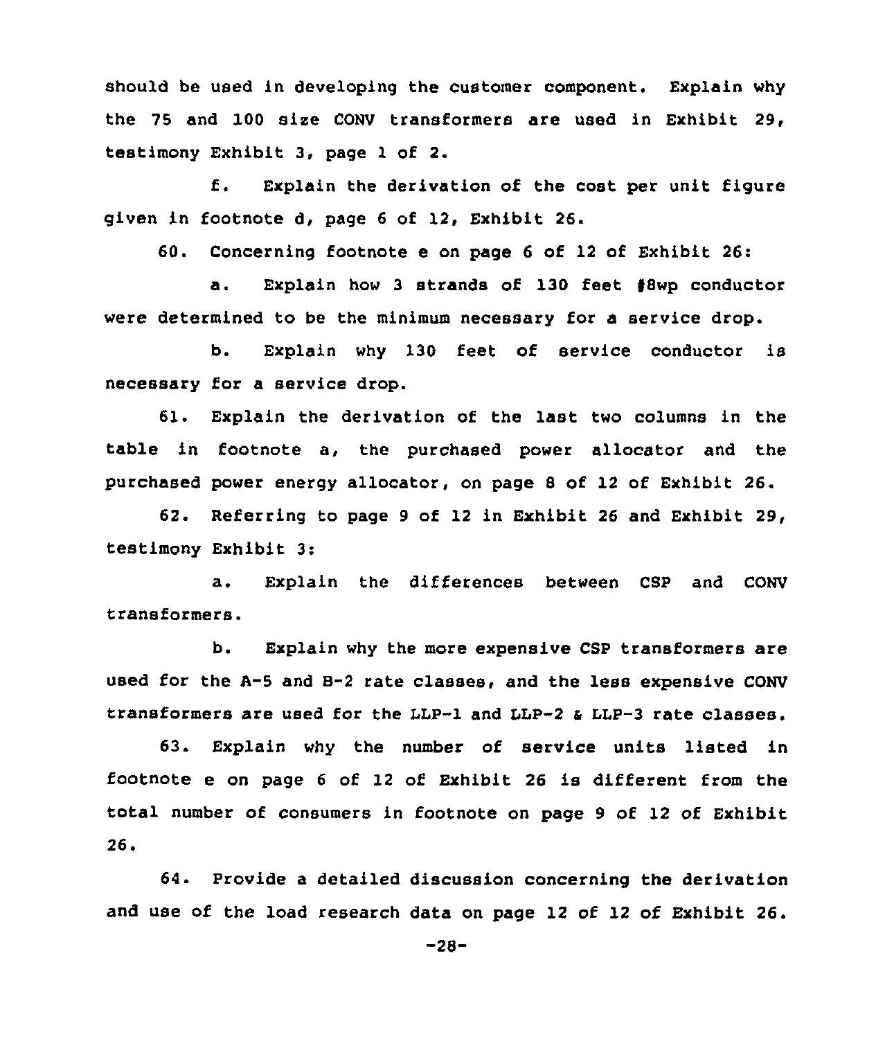should be used in developing the customer component. Explain why the 75 and 100 size CONV transformers are used in Exhibit 29, testimony Exhibit 3, page 1 of 2.

f. Explain the derivation of the cost per unit figure given in footnote d, page 6 of 12, Exhibit 26.

60. Concerning footnote e on page 6 of 12 of Exhibit 26:

a. Explain how 3 strands of 130 feet #8wp conductor were determined to be the minimum necessary for a service drop.

b. Explain why 130 feet of service conductor is necessary for a service drop.

61. Explain the derivation of the last two columns in the table in footnote a, the purchased power allocator and the purchased power energy allocator, on page 8 of 12 of Exhibit 26.

62. Referring to page 9 of 12 in Exhibit 26 and Exhibit 29, testimony Exhibit 3:

a. Explain the differences between CSP and CONV transformers.

b. Explain why the more expensive CSP transformers are used for the A-5 and B-2 rate classes, and the less expensive CONV transformers are used for the LLP-1 and LLP-2 & LLP-3 rate classes.

63. Explain why the number of service units listed in footnote e on page 6 of 12 of Exhibit 26 is different from the total number of consumers in footnote on page 9 of 12 of Exhibit 26.

64. Provide a detailed discussion concerning the derivation and use of the load research data on page 12 of 12 of Exhibit 26.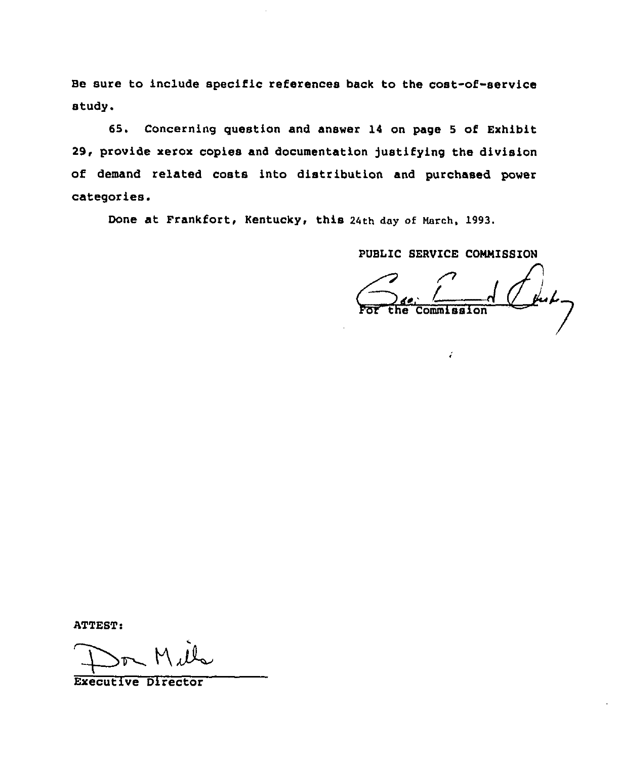Be sure to include specific references back to the cost-of-service study.

65. Concerning question and answer 14 on page 5 of Exhibit 29, provide xerox copies and documentation justifying the division of demand related costs into distribution and purchased power categories.

Done at Frankfort, Kentucky, this 24th day of March, 1993.

PUBLIC SERVICE COMMISSION

For the Commission

ATTEST:

Executive Director